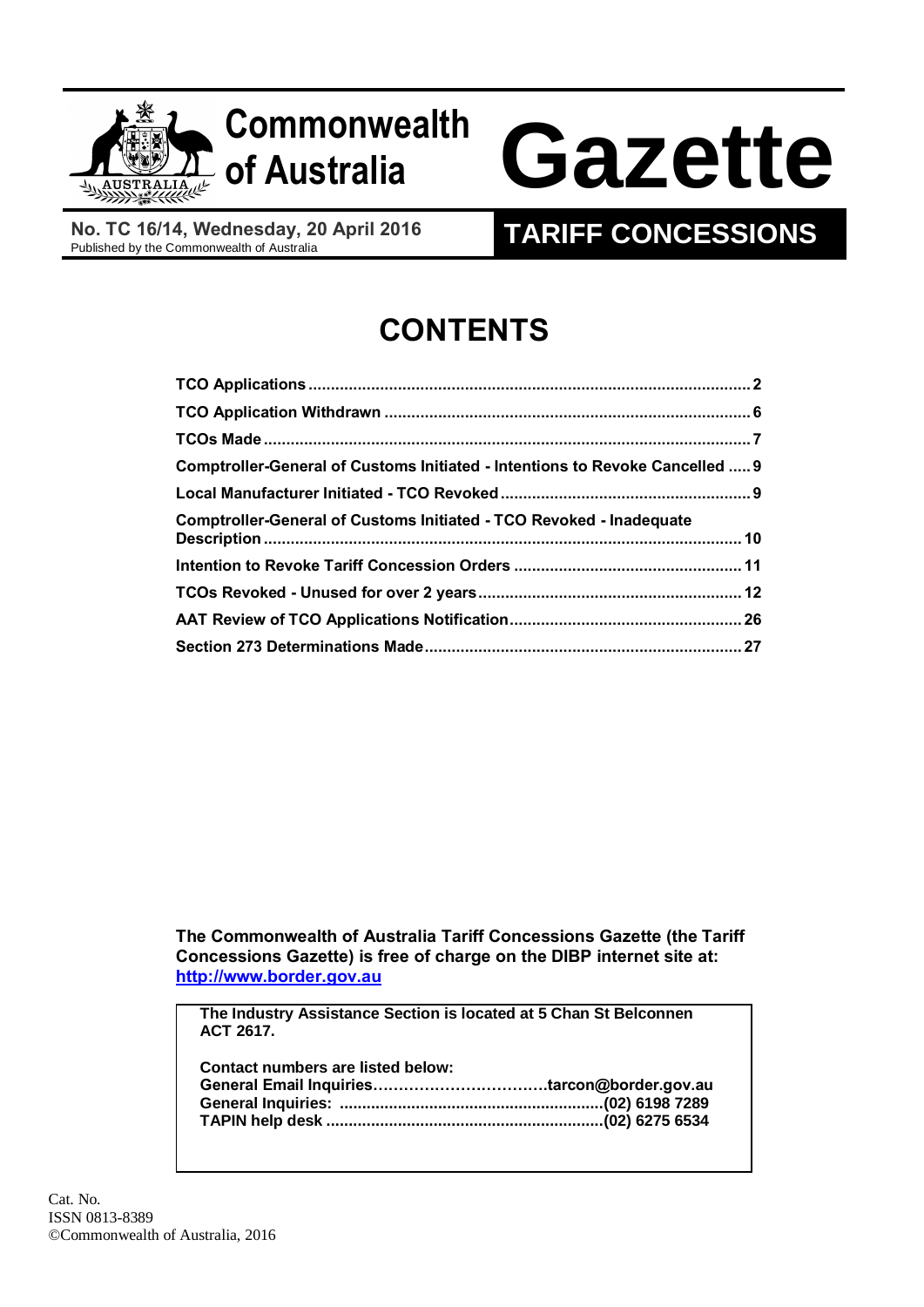# Commonwealth of Australia Gazette

**No. TC 16/14, Wednesday, 20 April 2016**
Published by the Commonwealth of Australia

**TARIFF CONCESSIONS**

## CONTENTS

| | |
|---|---|
| **TCO Applications** | **2** |
| **TCO Application Withdrawn** | **6** |
| **TCOs Made** | **7** |
| **Comptroller-General of Customs Initiated - Intentions to Revoke Cancelled** | **9** |
| **Local Manufacturer Initiated - TCO Revoked** | **9** |
| **Comptroller-General of Customs Initiated - TCO Revoked - Inadequate Description** | **10** |
| **Intention to Revoke Tariff Concession Orders** | **11** |
| **TCOs Revoked - Unused for over 2 years** | **12** |
| **AAT Review of TCO Applications Notification** | **26** |
| **Section 273 Determinations Made** | **27** |

**The Commonwealth of Australia Tariff Concessions Gazette (the Tariff Concessions Gazette) is free of charge on the DIBP internet site at: [http://www.border.gov.au](http://www.border.gov.au)**

**The Industry Assistance Section is located at 5 Chan St Belconnen ACT 2617.**

**Contact numbers are listed below:**
**General Email Inquiries……………………………tarcon@border.gov.au**
**General Inquiries: ..........................................................(02) 6198 7289**
**TAPIN help desk .............................................................(02) 6275 6534**

Cat. No.
ISSN 0813-8389
©Commonwealth of Australia, 2016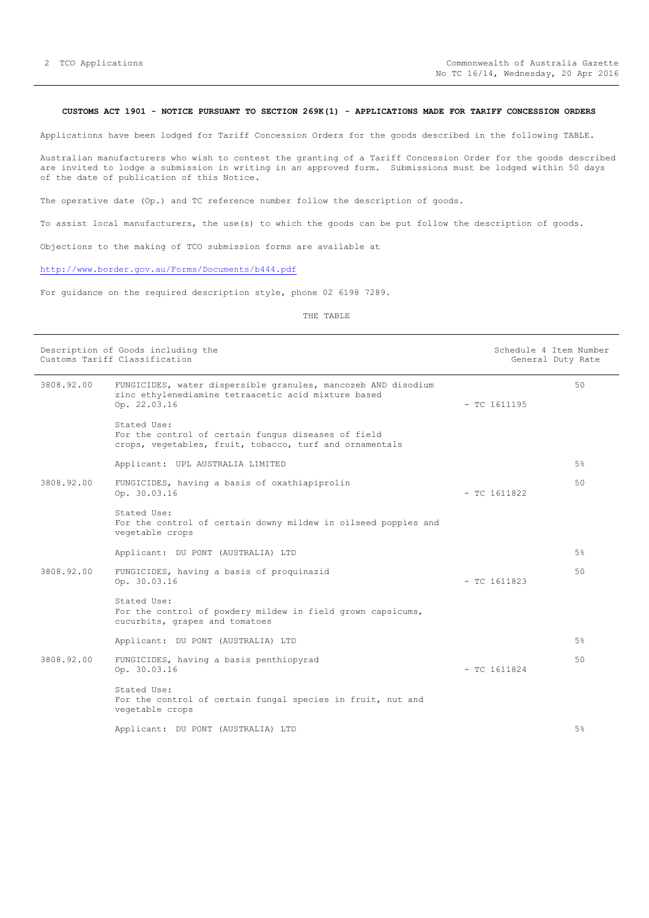**CUSTOMS ACT 1901 - NOTICE PURSUANT TO SECTION 269K(1) - APPLICATIONS MADE FOR TARIFF CONCESSION ORDERS**

Applications have been lodged for Tariff Concession Orders for the goods described in the following TABLE.

Australian manufacturers who wish to contest the granting of a Tariff Concession Order for the goods described are invited to lodge a submission in writing in an approved form. Submissions must be lodged within 50 days of the date of publication of this Notice.

The operative date (Op.) and TC reference number follow the description of goods.

To assist local manufacturers, the use(s) to which the goods can be put follow the description of goods.

Objections to the making of TCO submission forms are available at

http://www.border.gov.au/Forms/Documents/b444.pdf

For guidance on the required description style, phone 02 6198 7289.

THE TABLE

| Description of Goods including the Customs Tariff Classification | | | Schedule 4 Item Number General Duty Rate |
|---|---|---|---|
| 3808.92.00 | FUNGICIDES, water dispersible granules, mancozeb AND disodium zinc ethylenediamine tetraacetic acid mixture based<br>Op. 22.03.16<br><br>Stated Use:<br>For the control of certain fungus diseases of field crops, vegetables, fruit, tobacco, turf and ornamentals<br><br>Applicant: UPL AUSTRALIA LIMITED | - TC 1611195 | 50<br><br>5% |
| 3808.92.00 | FUNGICIDES, having a basis of oxathiapiprolin<br>Op. 30.03.16<br><br>Stated Use:<br>For the control of certain downy mildew in oilseed poppies and vegetable crops<br><br>Applicant: DU PONT (AUSTRALIA) LTD | - TC 1611822 | 50<br><br>5% |
| 3808.92.00 | FUNGICIDES, having a basis of proquinazid<br>Op. 30.03.16<br><br>Stated Use:<br>For the control of powdery mildew in field grown capsicums, cucurbits, grapes and tomatoes<br><br>Applicant: DU PONT (AUSTRALIA) LTD | - TC 1611823 | 50<br><br>5% |
| 3808.92.00 | FUNGICIDES, having a basis penthiopyrad<br>Op. 30.03.16<br><br>Stated Use:<br>For the control of certain fungal species in fruit, nut and vegetable crops<br><br>Applicant: DU PONT (AUSTRALIA) LTD | - TC 1611824 | 50<br><br>5% |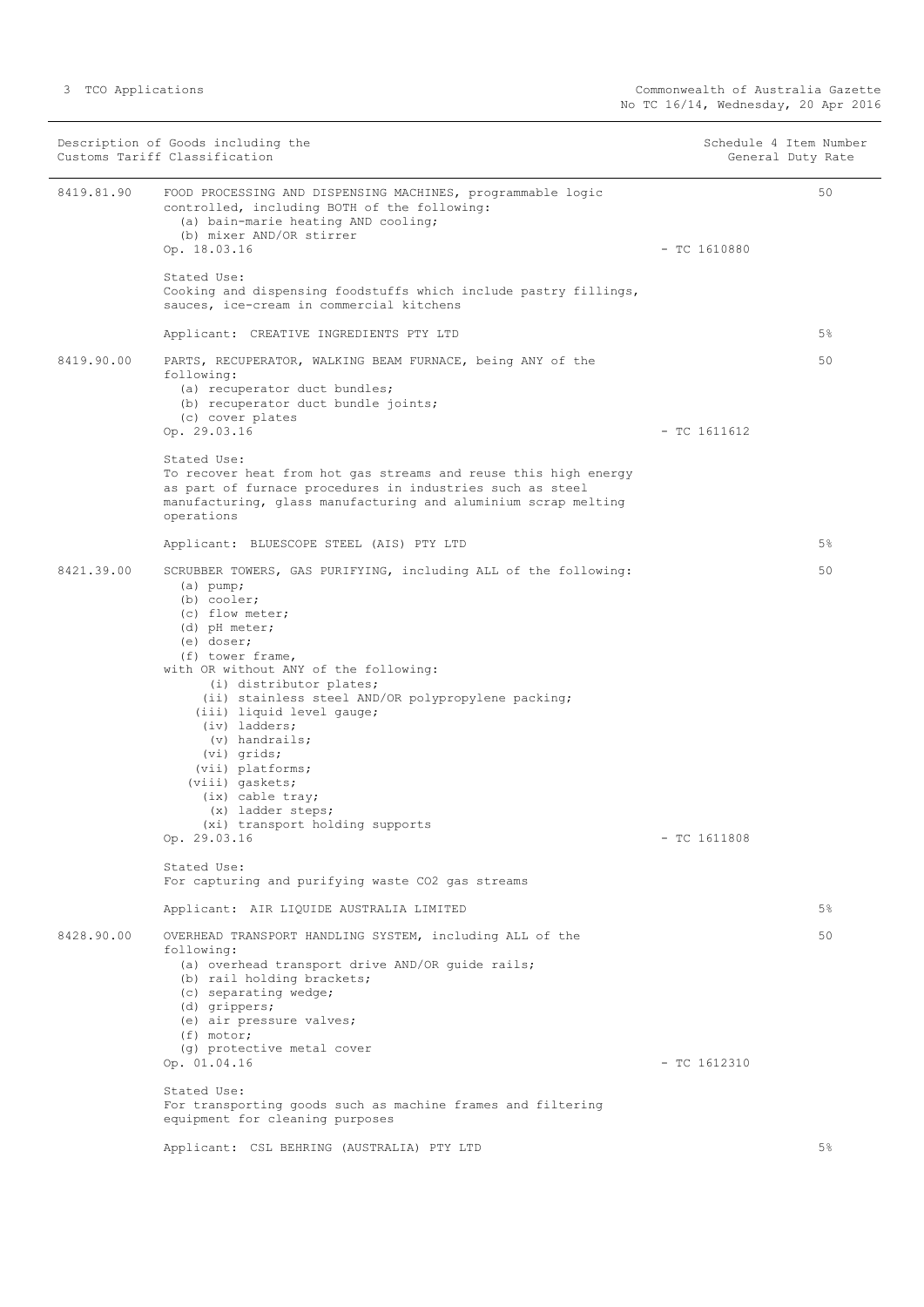| Description of Goods including the Customs Tariff Classification | | Schedule 4 Item Number | General Duty Rate |
|---|---|---|---|
| 8419.81.90 | FOOD PROCESSING AND DISPENSING MACHINES, programmable logic controlled, including BOTH of the following:<br>(a) bain-marie heating AND cooling;<br>(b) mixer AND/OR stirrer<br>Op. 18.03.16<br><br>Stated Use:<br>Cooking and dispensing foodstuffs which include pastry fillings, sauces, ice-cream in commercial kitchens<br><br>Applicant: CREATIVE INGREDIENTS PTY LTD | - TC 1610880 | 50<br><br>5% |
| 8419.90.00 | PARTS, RECUPERATOR, WALKING BEAM FURNACE, being ANY of the following:<br>(a) recuperator duct bundles;<br>(b) recuperator duct bundle joints;<br>(c) cover plates<br>Op. 29.03.16<br><br>Stated Use:<br>To recover heat from hot gas streams and reuse this high energy as part of furnace procedures in industries such as steel manufacturing, glass manufacturing and aluminium scrap melting operations<br><br>Applicant: BLUESCOPE STEEL (AIS) PTY LTD | - TC 1611612 | 50<br><br>5% |
| 8421.39.00 | SCRUBBER TOWERS, GAS PURIFYING, including ALL of the following:<br>(a) pump;<br>(b) cooler;<br>(c) flow meter;<br>(d) pH meter;<br>(e) doser;<br>(f) tower frame,<br>with OR without ANY of the following:<br>(i) distributor plates;<br>(ii) stainless steel AND/OR polypropylene packing;<br>(iii) liquid level gauge;<br>(iv) ladders;<br>(v) handrails;<br>(vi) grids;<br>(vii) platforms;<br>(viii) gaskets;<br>(ix) cable tray;<br>(x) ladder steps;<br>(xi) transport holding supports<br>Op. 29.03.16<br><br>Stated Use:<br>For capturing and purifying waste $CO_2$ gas streams<br><br>Applicant: AIR LIQUIDE AUSTRALIA LIMITED | - TC 1611808 | 50<br><br>5% |
| 8428.90.00 | OVERHEAD TRANSPORT HANDLING SYSTEM, including ALL of the following:<br>(a) overhead transport drive AND/OR guide rails;<br>(b) rail holding brackets;<br>(c) separating wedge;<br>(d) grippers;<br>(e) air pressure valves;<br>(f) motor;<br>(g) protective metal cover<br>Op. 01.04.16<br><br>Stated Use:<br>For transporting goods such as machine frames and filtering equipment for cleaning purposes<br><br>Applicant: CSL BEHRING (AUSTRALIA) PTY LTD | - TC 1612310 | 50<br><br>5% |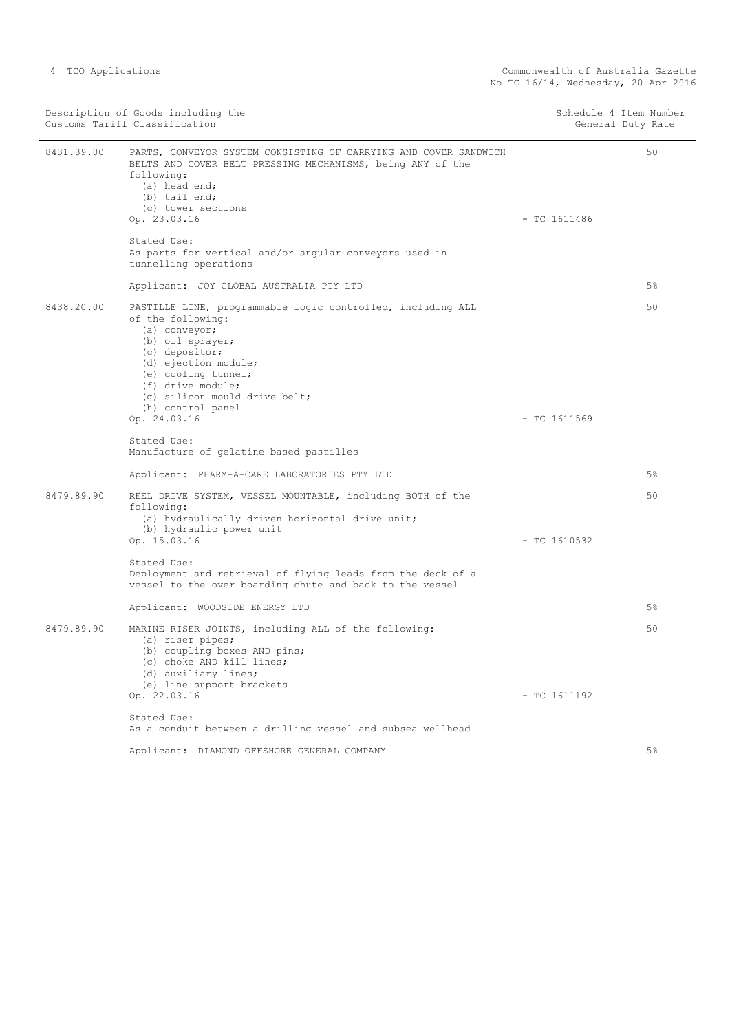| Description of Goods including the Customs Tariff Classification | | Schedule 4 Item Number | General Duty Rate |
|---|---|---|---|
| 8431.39.00 | PARTS, CONVEYOR SYSTEM CONSISTING OF CARRYING AND COVER SANDWICH BELTS AND COVER BELT PRESSING MECHANISMS, being ANY of the following:<br>(a) head end;<br>(b) tail end;<br>(c) tower sections<br>Op. 23.03.16<br><br>Stated Use:<br>As parts for vertical and/or angular conveyors used in tunnelling operations<br><br>Applicant: JOY GLOBAL AUSTRALIA PTY LTD | - TC 1611486 | 50<br><br>5% |
| 8438.20.00 | PASTILLE LINE, programmable logic controlled, including ALL of the following:<br>(a) conveyor;<br>(b) oil sprayer;<br>(c) depositor;<br>(d) ejection module;<br>(e) cooling tunnel;<br>(f) drive module;<br>(g) silicon mould drive belt;<br>(h) control panel<br>Op. 24.03.16<br><br>Stated Use:<br>Manufacture of gelatine based pastilles<br><br>Applicant: PHARM-A-CARE LABORATORIES PTY LTD | - TC 1611569 | 50<br><br>5% |
| 8479.89.90 | REEL DRIVE SYSTEM, VESSEL MOUNTABLE, including BOTH of the following:<br>(a) hydraulically driven horizontal drive unit;<br>(b) hydraulic power unit<br>Op. 15.03.16<br><br>Stated Use:<br>Deployment and retrieval of flying leads from the deck of a vessel to the over boarding chute and back to the vessel<br><br>Applicant: WOODSIDE ENERGY LTD | - TC 1610532 | 50<br><br>5% |
| 8479.89.90 | MARINE RISER JOINTS, including ALL of the following:<br>(a) riser pipes;<br>(b) coupling boxes AND pins;<br>(c) choke AND kill lines;<br>(d) auxiliary lines;<br>(e) line support brackets<br>Op. 22.03.16<br><br>Stated Use:<br>As a conduit between a drilling vessel and subsea wellhead<br><br>Applicant: DIAMOND OFFSHORE GENERAL COMPANY | - TC 1611192 | 50<br><br>5% |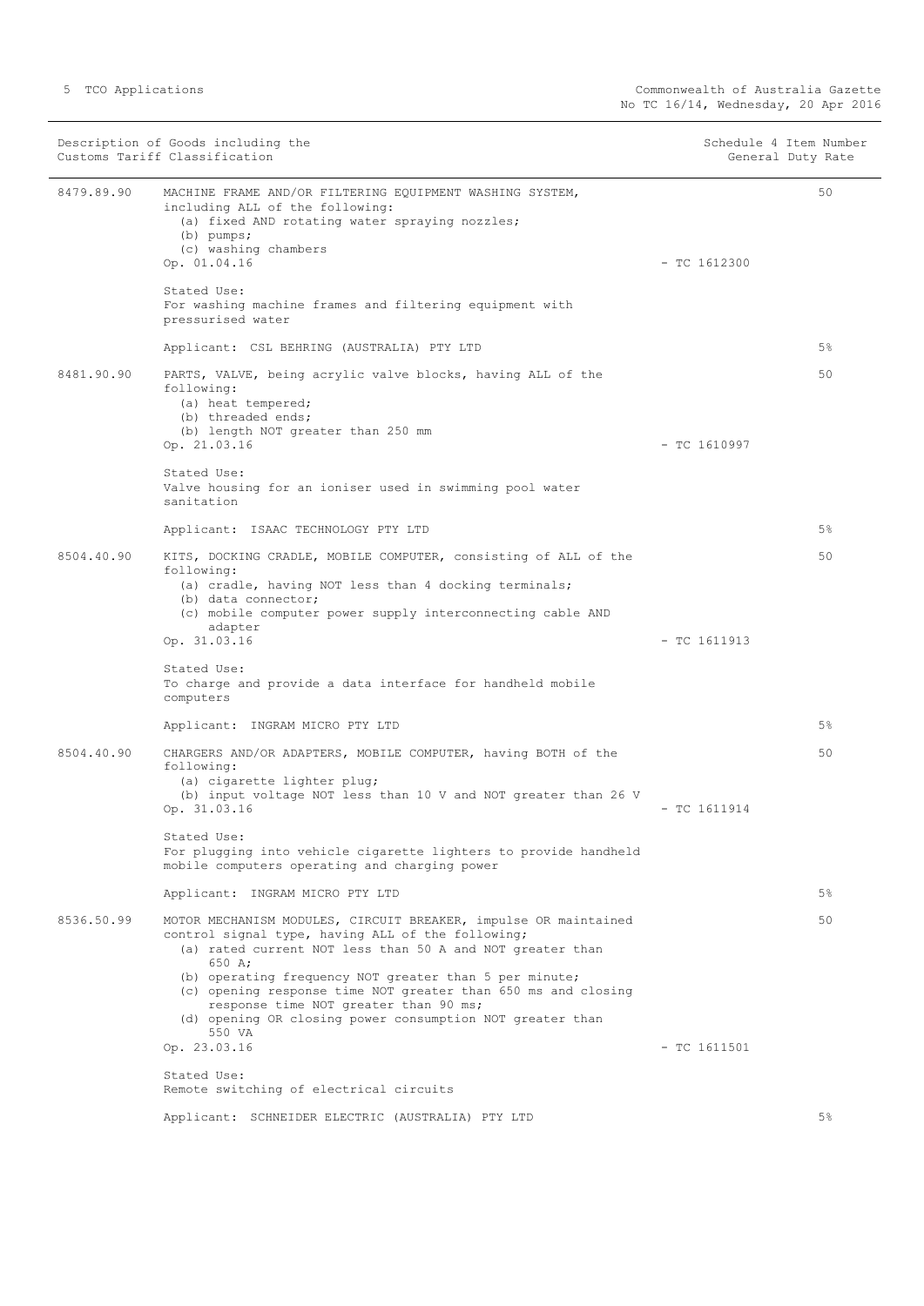| Description of Goods including the Customs Tariff Classification | | Schedule 4 Item Number | General Duty Rate |
|---|---|---|---|
| 8479.89.90 | MACHINE FRAME AND/OR FILTERING EQUIPMENT WASHING SYSTEM, including ALL of the following:<br>(a) fixed AND rotating water spraying nozzles;<br>(b) pumps;<br>(c) washing chambers<br>Op. 01.04.16<br><br>Stated Use:<br>For washing machine frames and filtering equipment with pressurised water<br><br>Applicant: CSL BEHRING (AUSTRALIA) PTY LTD | - TC 1612300 | 50<br><br>5% |
| 8481.90.90 | PARTS, VALVE, being acrylic valve blocks, having ALL of the following:<br>(a) heat tempered;<br>(b) threaded ends;<br>(b) length NOT greater than 250 mm<br>Op. 21.03.16<br><br>Stated Use:<br>Valve housing for an ioniser used in swimming pool water sanitation<br><br>Applicant: ISAAC TECHNOLOGY PTY LTD | - TC 1610997 | 50<br><br>5% |
| 8504.40.90 | KITS, DOCKING CRADLE, MOBILE COMPUTER, consisting of ALL of the following:<br>(a) cradle, having NOT less than 4 docking terminals;<br>(b) data connector;<br>(c) mobile computer power supply interconnecting cable AND adapter<br>Op. 31.03.16<br><br>Stated Use:<br>To charge and provide a data interface for handheld mobile computers<br><br>Applicant: INGRAM MICRO PTY LTD | - TC 1611913 | 50<br><br>5% |
| 8504.40.90 | CHARGERS AND/OR ADAPTERS, MOBILE COMPUTER, having BOTH of the following:<br>(a) cigarette lighter plug;<br>(b) input voltage NOT less than 10 V and NOT greater than 26 V<br>Op. 31.03.16<br><br>Stated Use:<br>For plugging into vehicle cigarette lighters to provide handheld mobile computers operating and charging power<br><br>Applicant: INGRAM MICRO PTY LTD | - TC 1611914 | 50<br><br>5% |
| 8536.50.99 | MOTOR MECHANISM MODULES, CIRCUIT BREAKER, impulse OR maintained control signal type, having ALL of the following;<br>(a) rated current NOT less than 50 A and NOT greater than 650 A;<br>(b) operating frequency NOT greater than 5 per minute;<br>(c) opening response time NOT greater than 650 ms and closing response time NOT greater than 90 ms;<br>(d) opening OR closing power consumption NOT greater than 550 VA<br>Op. 23.03.16<br><br>Stated Use:<br>Remote switching of electrical circuits<br><br>Applicant: SCHNEIDER ELECTRIC (AUSTRALIA) PTY LTD | - TC 1611501 | 50<br><br>5% |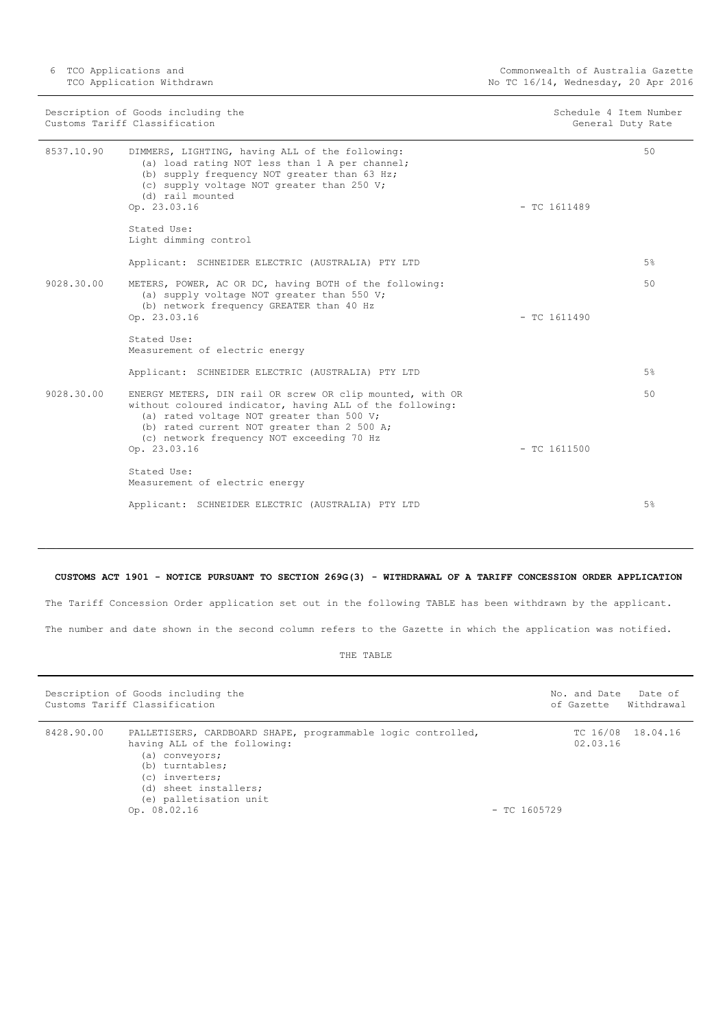| Description of Goods including the Customs Tariff Classification | | Schedule 4 Item Number | General Duty Rate |
|---|---|---|---|
| 8537.10.90 | DIMMERS, LIGHTING, having ALL of the following:<br>(a) load rating NOT less than 1 A per channel;<br>(b) supply frequency NOT greater than 63 Hz;<br>(c) supply voltage NOT greater than 250 V;<br>(d) rail mounted<br>Op. 23.03.16<br><br>Stated Use:<br>Light dimming control<br><br>Applicant: SCHNEIDER ELECTRIC (AUSTRALIA) PTY LTD | - TC 1611489 | 50<br><br>5% |
| 9028.30.00 | METERS, POWER, AC OR DC, having BOTH of the following:<br>(a) supply voltage NOT greater than 550 V;<br>(b) network frequency GREATER than 40 Hz<br>Op. 23.03.16<br><br>Stated Use:<br>Measurement of electric energy<br><br>Applicant: SCHNEIDER ELECTRIC (AUSTRALIA) PTY LTD | - TC 1611490 | 50<br><br>5% |
| 9028.30.00 | ENERGY METERS, DIN rail OR screw OR clip mounted, with OR without coloured indicator, having ALL of the following:<br>(a) rated voltage NOT greater than 500 V;<br>(b) rated current NOT greater than 2 500 A;<br>(c) network frequency NOT exceeding 70 Hz<br>Op. 23.03.16<br><br>Stated Use:<br>Measurement of electric energy<br><br>Applicant: SCHNEIDER ELECTRIC (AUSTRALIA) PTY LTD | - TC 1611500 | 50<br><br>5% |

**CUSTOMS ACT 1901 - NOTICE PURSUANT TO SECTION 269G(3) - WITHDRAWAL OF A TARIFF CONCESSION ORDER APPLICATION**

The Tariff Concession Order application set out in the following TABLE has been withdrawn by the applicant.

The number and date shown in the second column refers to the Gazette in which the application was notified.

THE TABLE

| Description of Goods including the Customs Tariff Classification | | | No. and Date of Gazette | Date of Withdrawal |
|---|---|---|---|---|
| 8428.90.00 | PALLETISERS, CARDBOARD SHAPE, programmable logic controlled, having ALL of the following:<br>(a) conveyors;<br>(b) turntables;<br>(c) inverters;<br>(d) sheet installers;<br>(e) palletisation unit<br>Op. 08.02.16 | - TC 1605729 | TC 16/08<br>02.03.16 | 18.04.16 |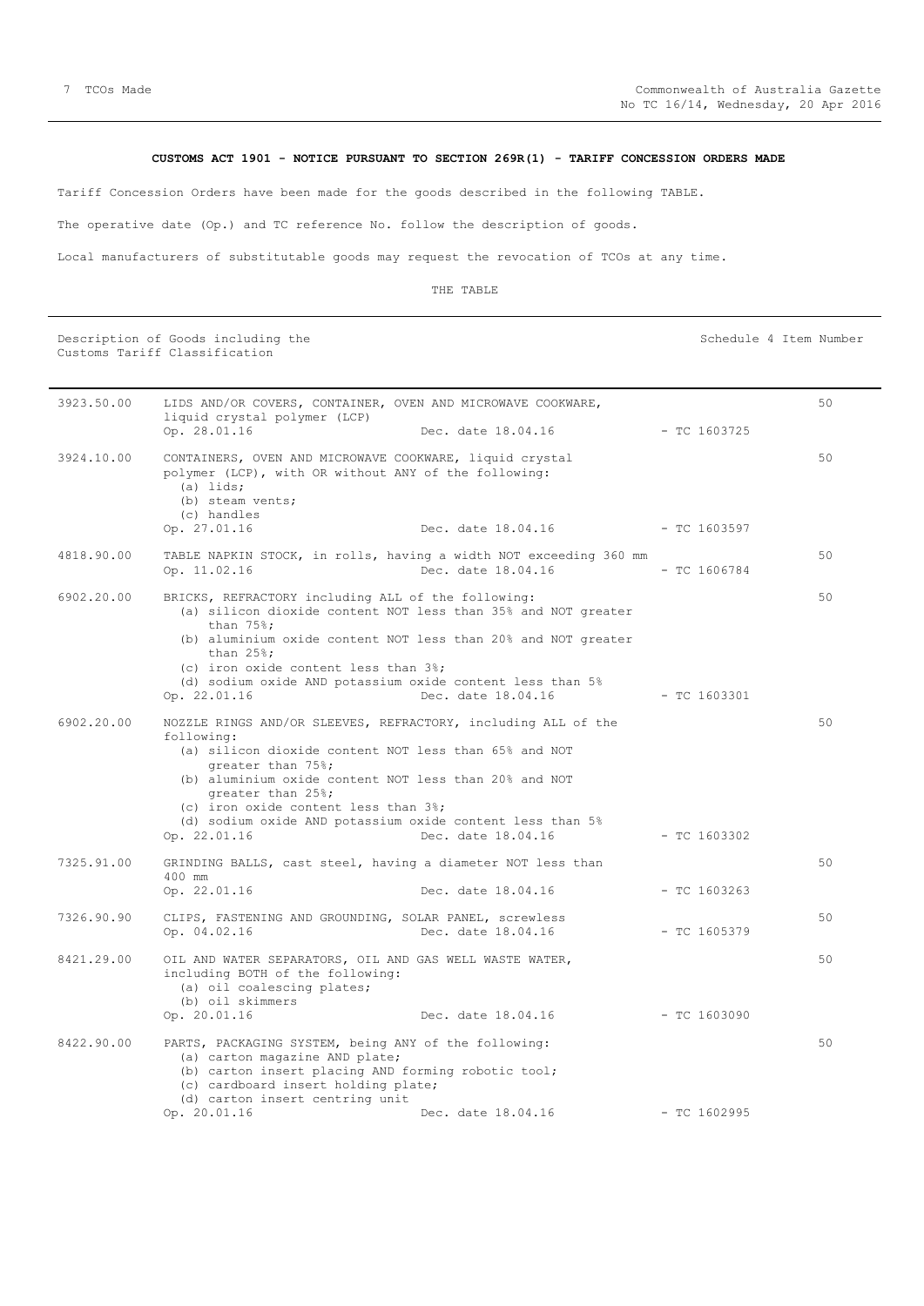**CUSTOMS ACT 1901 - NOTICE PURSUANT TO SECTION 269R(1) - TARIFF CONCESSION ORDERS MADE**

Tariff Concession Orders have been made for the goods described in the following TABLE.

The operative date (Op.) and TC reference No. follow the description of goods.

Local manufacturers of substitutable goods may request the revocation of TCOs at any time.

THE TABLE

| Description of Goods including the Customs Tariff Classification | | Schedule 4 Item Number |
|---|---|---|
| 3923.50.00 | LIDS AND/OR COVERS, CONTAINER, OVEN AND MICROWAVE COOKWARE, liquid crystal polymer (LCP)<br>Op. 28.01.16 Dec. date 18.04.16 - TC 1603725 | 50 |
| 3924.10.00 | CONTAINERS, OVEN AND MICROWAVE COOKWARE, liquid crystal polymer (LCP), with OR without ANY of the following:<br>(a) lids;<br>(b) steam vents;<br>(c) handles<br>Op. 27.01.16 Dec. date 18.04.16 - TC 1603597 | 50 |
| 4818.90.00 | TABLE NAPKIN STOCK, in rolls, having a width NOT exceeding 360 mm<br>Op. 11.02.16 Dec. date 18.04.16 - TC 1606784 | 50 |
| 6902.20.00 | BRICKS, REFRACTORY including ALL of the following:<br>(a) silicon dioxide content NOT less than 35% and NOT greater than 75%;<br>(b) aluminium oxide content NOT less than 20% and NOT greater than 25%;<br>(c) iron oxide content less than 3%;<br>(d) sodium oxide AND potassium oxide content less than 5%<br>Op. 22.01.16 Dec. date 18.04.16 - TC 1603301 | 50 |
| 6902.20.00 | NOZZLE RINGS AND/OR SLEEVES, REFRACTORY, including ALL of the following:<br>(a) silicon dioxide content NOT less than 65% and NOT greater than 75%;<br>(b) aluminium oxide content NOT less than 20% and NOT greater than 25%;<br>(c) iron oxide content less than 3%;<br>(d) sodium oxide AND potassium oxide content less than 5%<br>Op. 22.01.16 Dec. date 18.04.16 - TC 1603302 | 50 |
| 7325.91.00 | GRINDING BALLS, cast steel, having a diameter NOT less than 400 mm<br>Op. 22.01.16 Dec. date 18.04.16 - TC 1603263 | 50 |
| 7326.90.90 | CLIPS, FASTENING AND GROUNDING, SOLAR PANEL, screwless<br>Op. 04.02.16 Dec. date 18.04.16 - TC 1605379 | 50 |
| 8421.29.00 | OIL AND WATER SEPARATORS, OIL AND GAS WELL WASTE WATER, including BOTH of the following:<br>(a) oil coalescing plates;<br>(b) oil skimmers<br>Op. 20.01.16 Dec. date 18.04.16 - TC 1603090 | 50 |
| 8422.90.00 | PARTS, PACKAGING SYSTEM, being ANY of the following:<br>(a) carton magazine AND plate;<br>(b) carton insert placing AND forming robotic tool;<br>(c) cardboard insert holding plate;<br>(d) carton insert centring unit<br>Op. 20.01.16 Dec. date 18.04.16 - TC 1602995 | 50 |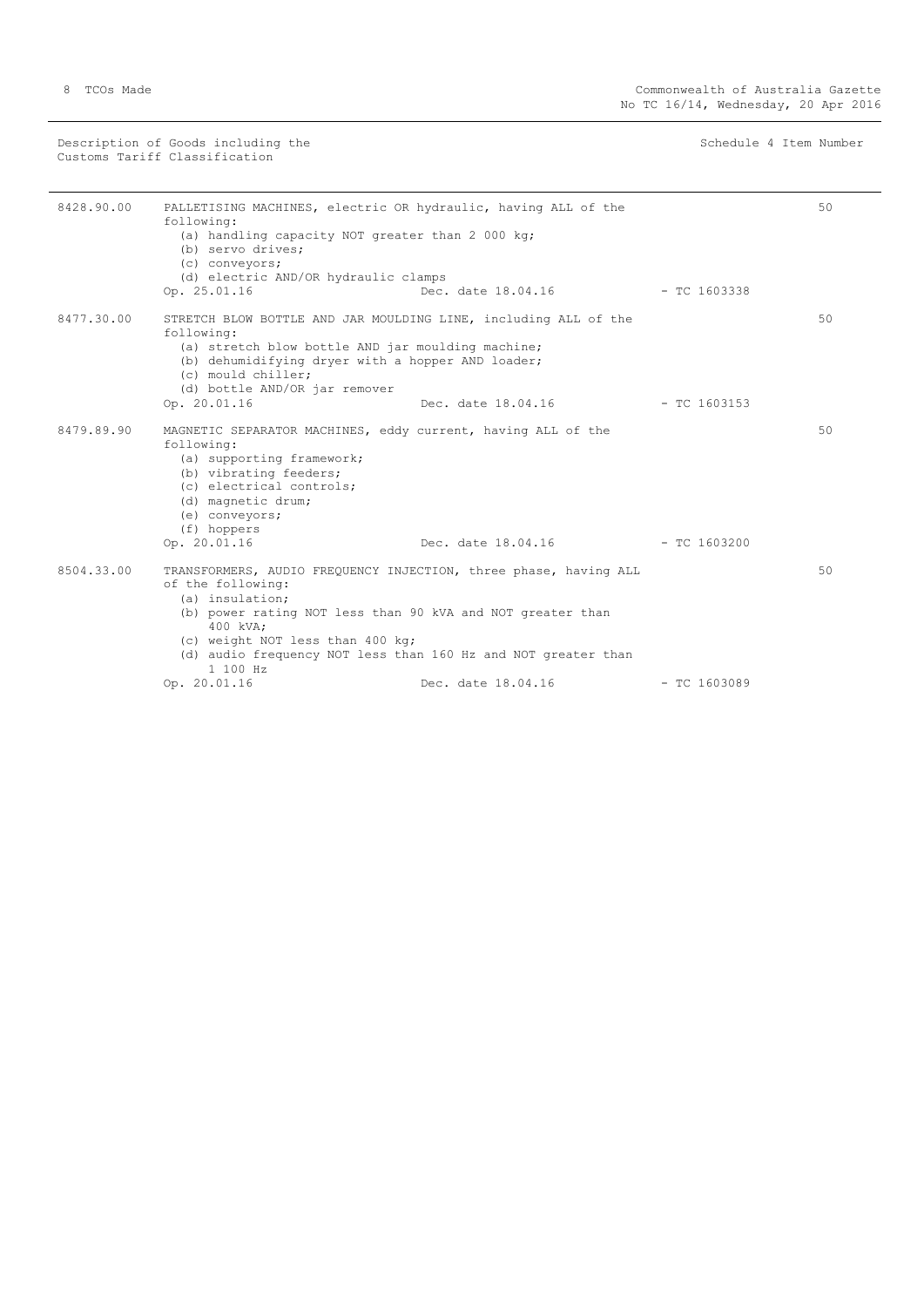| Description of Goods including the Customs Tariff Classification | | Schedule 4 Item Number |
|---|---|---|
| 8428.90.00 | PALLETISING MACHINES, electric OR hydraulic, having ALL of the following:<br>(a) handling capacity NOT greater than 2 000 kg;<br>(b) servo drives;<br>(c) conveyors;<br>(d) electric AND/OR hydraulic clamps<br>Op. 25.01.16 Dec. date 18.04.16 - TC 1603338 | 50 |
| 8477.30.00 | STRETCH BLOW BOTTLE AND JAR MOULDING LINE, including ALL of the following:<br>(a) stretch blow bottle AND jar moulding machine;<br>(b) dehumidifying dryer with a hopper AND loader;<br>(c) mould chiller;<br>(d) bottle AND/OR jar remover<br>Op. 20.01.16 Dec. date 18.04.16 - TC 1603153 | 50 |
| 8479.89.90 | MAGNETIC SEPARATOR MACHINES, eddy current, having ALL of the following:<br>(a) supporting framework;<br>(b) vibrating feeders;<br>(c) electrical controls;<br>(d) magnetic drum;<br>(e) conveyors;<br>(f) hoppers<br>Op. 20.01.16 Dec. date 18.04.16 - TC 1603200 | 50 |
| 8504.33.00 | TRANSFORMERS, AUDIO FREQUENCY INJECTION, three phase, having ALL of the following:<br>(a) insulation;<br>(b) power rating NOT less than 90 kVA and NOT greater than 400 kVA;<br>(c) weight NOT less than 400 kg;<br>(d) audio frequency NOT less than 160 Hz and NOT greater than 1 100 Hz<br>Op. 20.01.16 Dec. date 18.04.16 - TC 1603089 | 50 |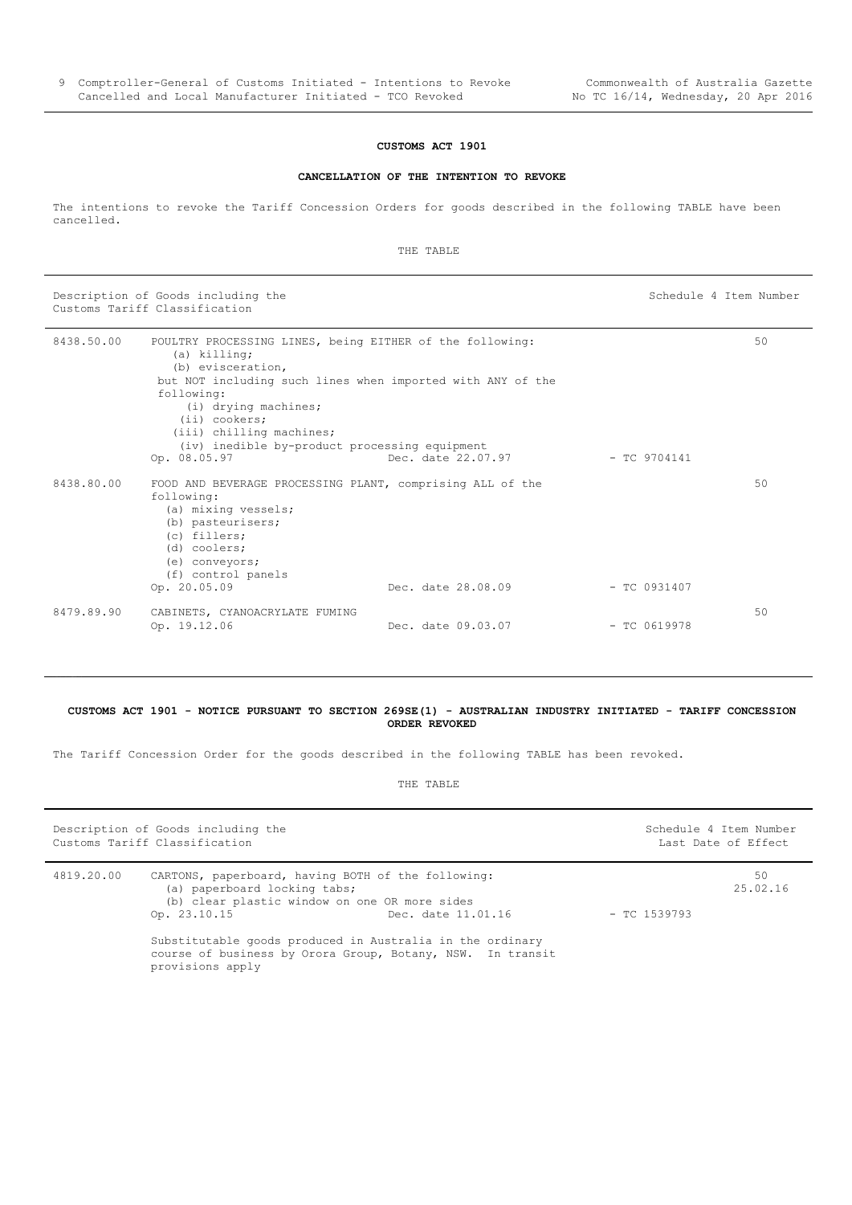**CUSTOMS ACT 1901**

**CANCELLATION OF THE INTENTION TO REVOKE**

The intentions to revoke the Tariff Concession Orders for goods described in the following TABLE have been cancelled.

THE TABLE

| Description of Goods including the Customs Tariff Classification | | | | Schedule 4 Item Number |
|---|---|---|---|---|
| 8438.50.00 | POULTRY PROCESSING LINES, being EITHER of the following:<br>(a) killing;<br>(b) evisceration,<br>but NOT including such lines when imported with ANY of the following:<br>(i) drying machines;<br>(ii) cookers;<br>(iii) chilling machines;<br>(iv) inedible by-product processing equipment<br>Op. 08.05.97 | Dec. date 22.07.97 | - TC 9704141 | 50 |
| 8438.80.00 | FOOD AND BEVERAGE PROCESSING PLANT, comprising ALL of the following:<br>(a) mixing vessels;<br>(b) pasteurisers;<br>(c) fillers;<br>(d) coolers;<br>(e) conveyors;<br>(f) control panels<br>Op. 20.05.09 | Dec. date 28.08.09 | - TC 0931407 | 50 |
| 8479.89.90 | CABINETS, CYANOACRYLATE FUMING<br>Op. 19.12.06 | Dec. date 09.03.07 | - TC 0619978 | 50 |

**CUSTOMS ACT 1901 - NOTICE PURSUANT TO SECTION 269SE(1) - AUSTRALIAN INDUSTRY INITIATED - TARIFF CONCESSION ORDER REVOKED**

The Tariff Concession Order for the goods described in the following TABLE has been revoked.

THE TABLE

| Description of Goods including the Customs Tariff Classification | | | | Schedule 4 Item Number<br>Last Date of Effect |
|---|---|---|---|---|
| 4819.20.00 | CARTONS, paperboard, having BOTH of the following:<br>(a) paperboard locking tabs;<br>(b) clear plastic window on one OR more sides<br>Op. 23.10.15 | Dec. date 11.01.16 | - TC 1539793 | 50<br>25.02.16 |
| | Substitutable goods produced in Australia in the ordinary course of business by Orora Group, Botany, NSW. In transit provisions apply | | | |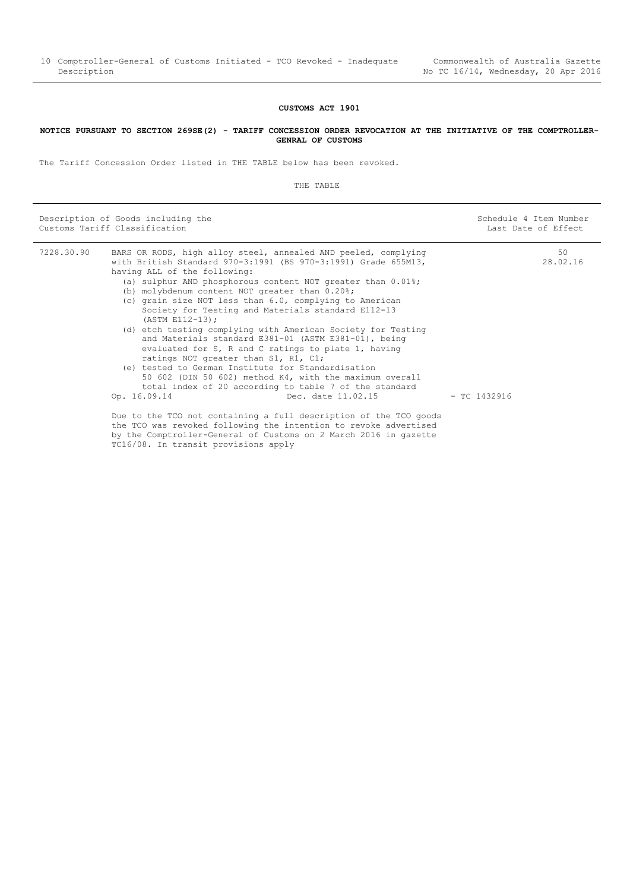**CUSTOMS ACT 1901**

**NOTICE PURSUANT TO SECTION 269SE(2) - TARIFF CONCESSION ORDER REVOCATION AT THE INITIATIVE OF THE COMPTROLLER-GENRAL OF CUSTOMS**

The Tariff Concession Order listed in THE TABLE below has been revoked.

THE TABLE

| Description of Goods including the Customs Tariff Classification | | | Schedule 4 Item Number Last Date of Effect |
|---|---|---|---|
| 7228.30.90 | BARS OR RODS, high alloy steel, annealed AND peeled, complying with British Standard 970-3:1991 (BS 970-3:1991) Grade 655M13, having ALL of the following:<br>(a) sulphur AND phosphorous content NOT greater than 0.01%;<br>(b) molybdenum content NOT greater than 0.20%;<br>(c) grain size NOT less than 6.0, complying to American Society for Testing and Materials standard E112-13 (ASTM E112-13);<br>(d) etch testing complying with American Society for Testing and Materials standard E381-01 (ASTM E381-01), being evaluated for S, R and C ratings to plate 1, having ratings NOT greater than S1, R1, C1;<br>(e) tested to German Institute for Standardisation 50 602 (DIN 50 602) method K4, with the maximum overall total index of 20 according to table 7 of the standard<br>Op. 16.09.14 Dec. date 11.02.15<br><br>Due to the TCO not containing a full description of the TCO goods the TCO was revoked following the intention to revoke advertised by the Comptroller-General of Customs on 2 March 2016 in gazette TC16/08. In transit provisions apply | - TC 1432916 | 50<br>28.02.16 |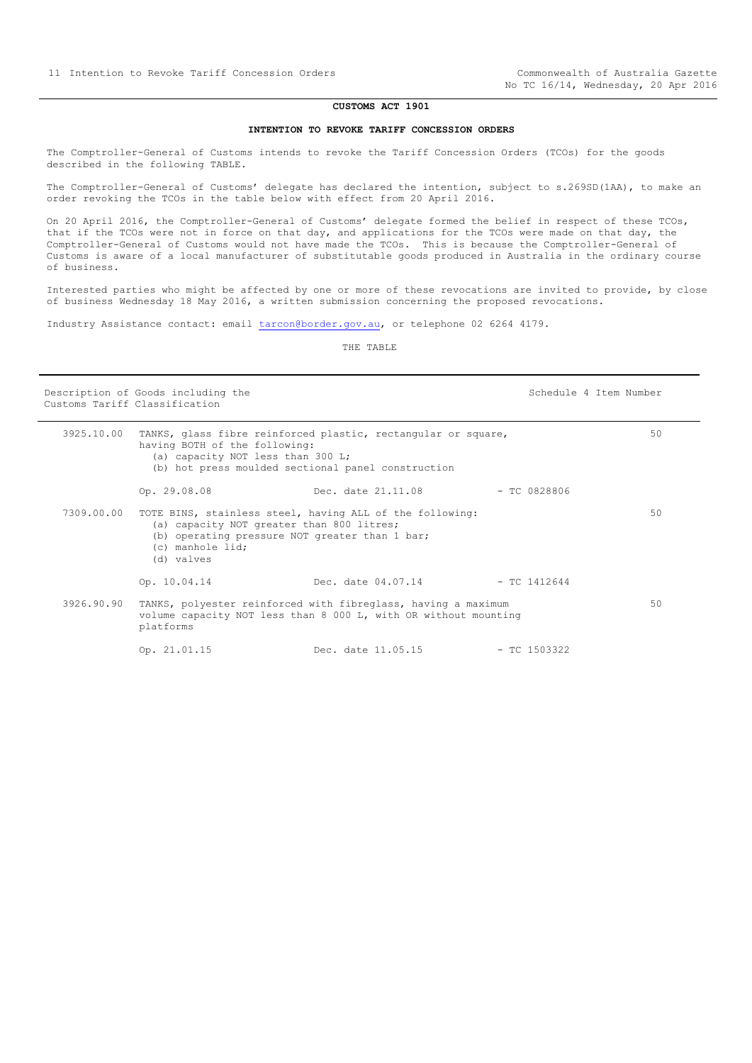## CUSTOMS ACT 1901

### INTENTION TO REVOKE TARIFF CONCESSION ORDERS

The Comptroller-General of Customs intends to revoke the Tariff Concession Orders (TCOs) for the goods described in the following TABLE.

The Comptroller-General of Customs' delegate has declared the intention, subject to s.269SD(1AA), to make an order revoking the TCOs in the table below with effect from 20 April 2016.

On 20 April 2016, the Comptroller-General of Customs' delegate formed the belief in respect of these TCOs, that if the TCOs were not in force on that day, and applications for the TCOs were made on that day, the Comptroller-General of Customs would not have made the TCOs. This is because the Comptroller-General of Customs is aware of a local manufacturer of substitutable goods produced in Australia in the ordinary course of business.

Interested parties who might be affected by one or more of these revocations are invited to provide, by close of business Wednesday 18 May 2016, a written submission concerning the proposed revocations.

Industry Assistance contact: email tarcon@border.gov.au, or telephone 02 6264 4179.

THE TABLE

| Description of Goods including the Customs Tariff Classification | | Schedule 4 Item Number |
|---|---|---|
| 3925.10.00 | TANKS, glass fibre reinforced plastic, rectangular or square, having BOTH of the following:<br>(a) capacity NOT less than 300 L;<br>(b) hot press moulded sectional panel construction<br><br>Op. 29.08.08 Dec. date 21.11.08 - TC 0828806 | 50 |
| 7309.00.00 | TOTE BINS, stainless steel, having ALL of the following:<br>(a) capacity NOT greater than 800 litres;<br>(b) operating pressure NOT greater than 1 bar;<br>(c) manhole lid;<br>(d) valves<br><br>Op. 10.04.14 Dec. date 04.07.14 - TC 1412644 | 50 |
| 3926.90.90 | TANKS, polyester reinforced with fibreglass, having a maximum volume capacity NOT less than 8 000 L, with OR without mounting platforms<br><br>Op. 21.01.15 Dec. date 11.05.15 - TC 1503322 | 50 |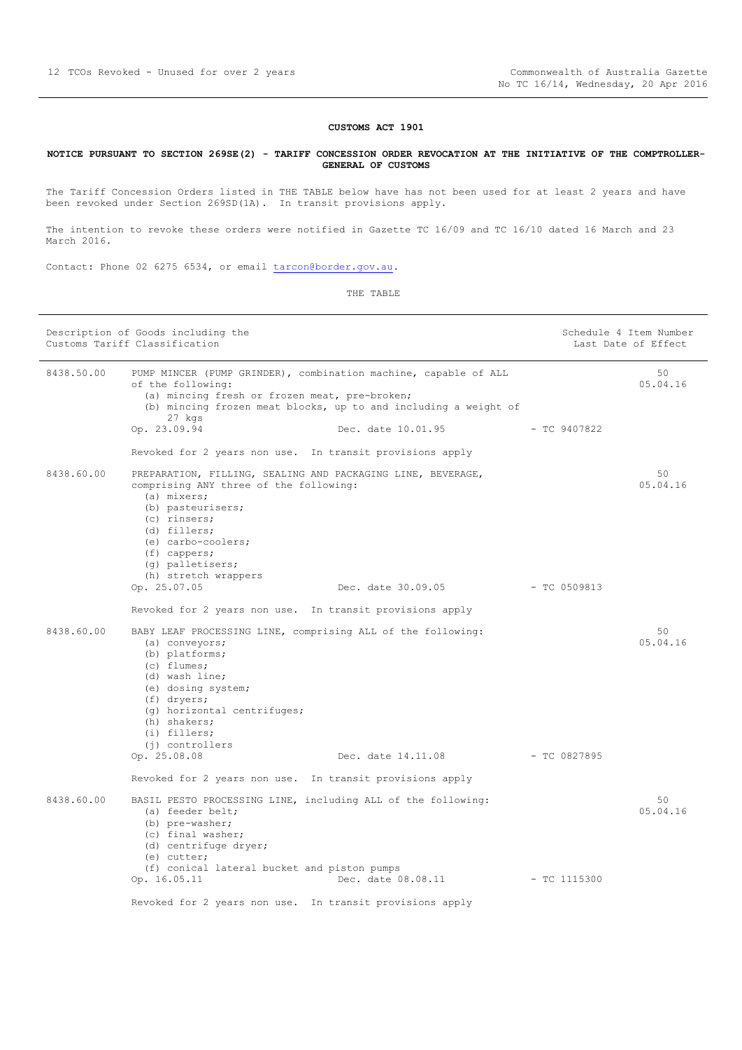**CUSTOMS ACT 1901**

**NOTICE PURSUANT TO SECTION 269SE(2) - TARIFF CONCESSION ORDER REVOCATION AT THE INITIATIVE OF THE COMPTROLLER-GENERAL OF CUSTOMS**

The Tariff Concession Orders listed in THE TABLE below have has not been used for at least 2 years and have been revoked under Section 269SD(1A). In transit provisions apply.

The intention to revoke these orders were notified in Gazette TC 16/09 and TC 16/10 dated 16 March and 23 March 2016.

Contact: Phone 02 6275 6534, or email tarcon@border.gov.au.

THE TABLE

| Description of Goods including the Customs Tariff Classification | | Schedule 4 Item Number Last Date of Effect |
|---|---|---|
| 8438.50.00 | PUMP MINCER (PUMP GRINDER), combination machine, capable of ALL of the following:<br>(a) mincing fresh or frozen meat, pre-broken;<br>(b) mincing frozen meat blocks, up to and including a weight of 27 kgs<br>Op. 23.09.94 Dec. date 10.01.95 - TC 9407822<br><br>Revoked for 2 years non use. In transit provisions apply | 50<br>05.04.16 |
| 8438.60.00 | PREPARATION, FILLING, SEALING AND PACKAGING LINE, BEVERAGE, comprising ANY three of the following:<br>(a) mixers;<br>(b) pasteurisers;<br>(c) rinsers;<br>(d) fillers;<br>(e) carbo-coolers;<br>(f) cappers;<br>(g) palletisers;<br>(h) stretch wrappers<br>Op. 25.07.05 Dec. date 30.09.05 - TC 0509813<br><br>Revoked for 2 years non use. In transit provisions apply | 50<br>05.04.16 |
| 8438.60.00 | BABY LEAF PROCESSING LINE, comprising ALL of the following:<br>(a) conveyors;<br>(b) platforms;<br>(c) flumes;<br>(d) wash line;<br>(e) dosing system;<br>(f) dryers;<br>(g) horizontal centrifuges;<br>(h) shakers;<br>(i) fillers;<br>(j) controllers<br>Op. 25.08.08 Dec. date 14.11.08 - TC 0827895<br><br>Revoked for 2 years non use. In transit provisions apply | 50<br>05.04.16 |
| 8438.60.00 | BASIL PESTO PROCESSING LINE, including ALL of the following:<br>(a) feeder belt;<br>(b) pre-washer;<br>(c) final washer;<br>(d) centrifuge dryer;<br>(e) cutter;<br>(f) conical lateral bucket and piston pumps<br>Op. 16.05.11 Dec. date 08.08.11 - TC 1115300<br><br>Revoked for 2 years non use. In transit provisions apply | 50<br>05.04.16 |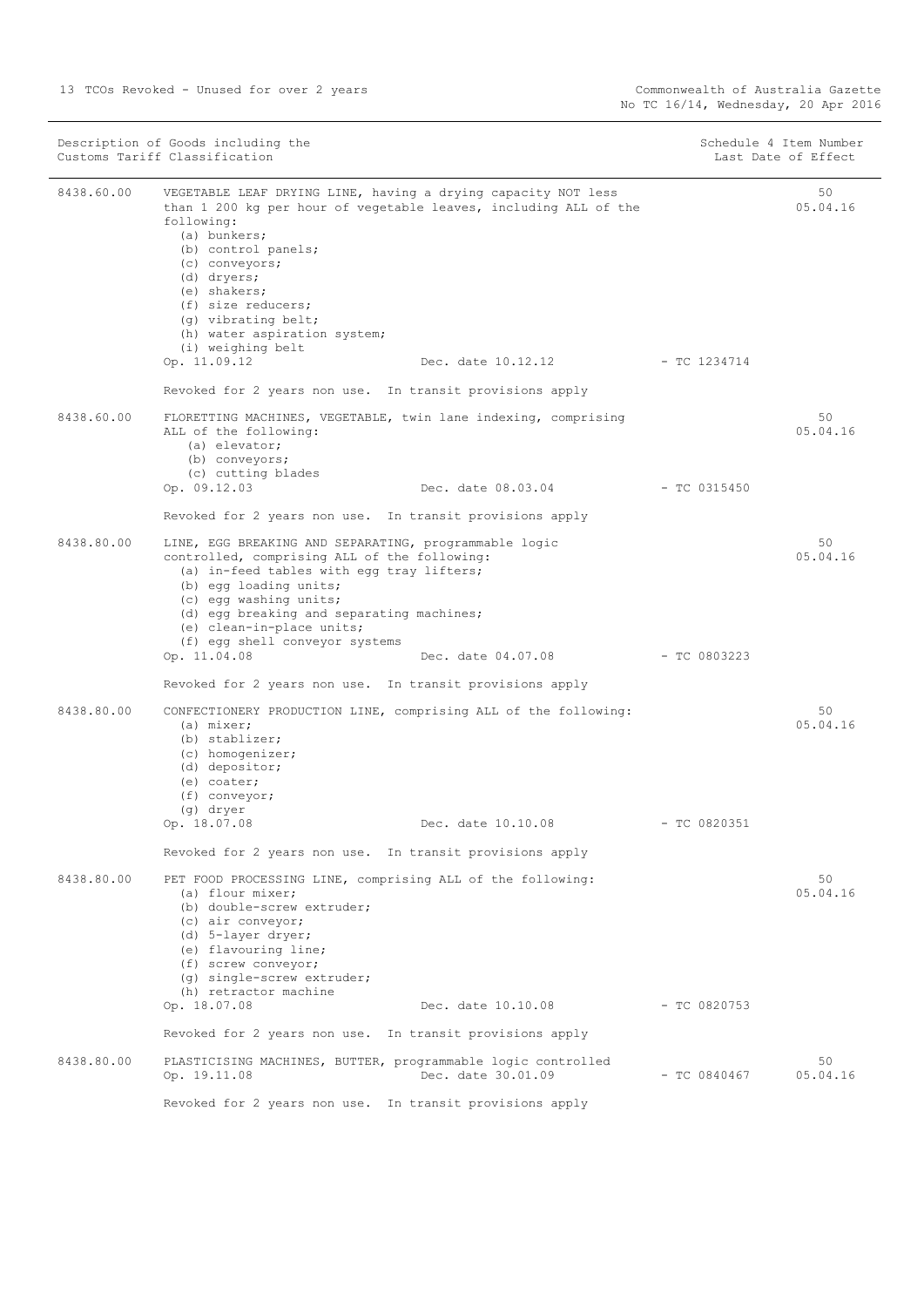| Description of Goods including the Customs Tariff Classification | | | Schedule 4 Item Number Last Date of Effect |
|---|---|---|---|
| 8438.60.00 | VEGETABLE LEAF DRYING LINE, having a drying capacity NOT less than 1 200 kg per hour of vegetable leaves, including ALL of the following:<br>(a) bunkers;<br>(b) control panels;<br>(c) conveyors;<br>(d) dryers;<br>(e) shakers;<br>(f) size reducers;<br>(g) vibrating belt;<br>(h) water aspiration system;<br>(i) weighing belt<br>Op. 11.09.12 Dec. date 10.12.12 - TC 1234714<br><br>Revoked for 2 years non use. In transit provisions apply | | 50<br>05.04.16 |
| 8438.60.00 | FLORETTING MACHINES, VEGETABLE, twin lane indexing, comprising ALL of the following:<br>(a) elevator;<br>(b) conveyors;<br>(c) cutting blades<br>Op. 09.12.03 Dec. date 08.03.04 - TC 0315450<br><br>Revoked for 2 years non use. In transit provisions apply | | 50<br>05.04.16 |
| 8438.80.00 | LINE, EGG BREAKING AND SEPARATING, programmable logic controlled, comprising ALL of the following:<br>(a) in-feed tables with egg tray lifters;<br>(b) egg loading units;<br>(c) egg washing units;<br>(d) egg breaking and separating machines;<br>(e) clean-in-place units;<br>(f) egg shell conveyor systems<br>Op. 11.04.08 Dec. date 04.07.08 - TC 0803223<br><br>Revoked for 2 years non use. In transit provisions apply | | 50<br>05.04.16 |
| 8438.80.00 | CONFECTIONERY PRODUCTION LINE, comprising ALL of the following:<br>(a) mixer;<br>(b) stablizer;<br>(c) homogenizer;<br>(d) depositor;<br>(e) coater;<br>(f) conveyor;<br>(g) dryer<br>Op. 18.07.08 Dec. date 10.10.08 - TC 0820351<br><br>Revoked for 2 years non use. In transit provisions apply | | 50<br>05.04.16 |
| 8438.80.00 | PET FOOD PROCESSING LINE, comprising ALL of the following:<br>(a) flour mixer;<br>(b) double-screw extruder;<br>(c) air conveyor;<br>(d) 5-layer dryer;<br>(e) flavouring line;<br>(f) screw conveyor;<br>(g) single-screw extruder;<br>(h) retractor machine<br>Op. 18.07.08 Dec. date 10.10.08 - TC 0820753<br><br>Revoked for 2 years non use. In transit provisions apply | | 50<br>05.04.16 |
| 8438.80.00 | PLASTICISING MACHINES, BUTTER, programmable logic controlled<br>Op. 19.11.08 Dec. date 30.01.09 - TC 0840467<br><br>Revoked for 2 years non use. In transit provisions apply | | 50<br>05.04.16 |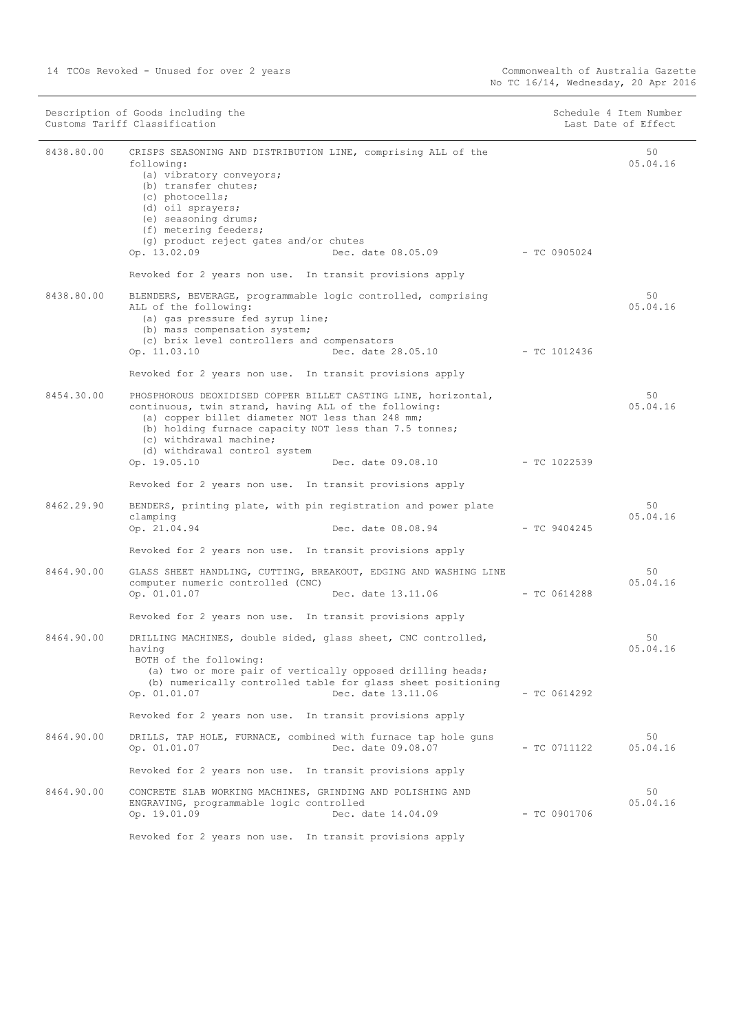| Description of Goods including the Customs Tariff Classification | | | Schedule 4 Item Number Last Date of Effect |
|---|---|---|---|
| 8438.80.00 | CRISPS SEASONING AND DISTRIBUTION LINE, comprising ALL of the following:<br>(a) vibratory conveyors;<br>(b) transfer chutes;<br>(c) photocells;<br>(d) oil sprayers;<br>(e) seasoning drums;<br>(f) metering feeders;<br>(g) product reject gates and/or chutes<br>Op. 13.02.09 Dec. date 08.05.09 - TC 0905024<br><br>Revoked for 2 years non use. In transit provisions apply | | 50<br>05.04.16 |
| 8438.80.00 | BLENDERS, BEVERAGE, programmable logic controlled, comprising ALL of the following:<br>(a) gas pressure fed syrup line;<br>(b) mass compensation system;<br>(c) brix level controllers and compensators<br>Op. 11.03.10 Dec. date 28.05.10 - TC 1012436<br><br>Revoked for 2 years non use. In transit provisions apply | | 50<br>05.04.16 |
| 8454.30.00 | PHOSPHOROUS DEOXIDISED COPPER BILLET CASTING LINE, horizontal, continuous, twin strand, having ALL of the following:<br>(a) copper billet diameter NOT less than 248 mm;<br>(b) holding furnace capacity NOT less than 7.5 tonnes;<br>(c) withdrawal machine;<br>(d) withdrawal control system<br>Op. 19.05.10 Dec. date 09.08.10 - TC 1022539<br><br>Revoked for 2 years non use. In transit provisions apply | | 50<br>05.04.16 |
| 8462.29.90 | BENDERS, printing plate, with pin registration and power plate clamping<br>Op. 21.04.94 Dec. date 08.08.94 - TC 9404245<br><br>Revoked for 2 years non use. In transit provisions apply | | 50<br>05.04.16 |
| 8464.90.00 | GLASS SHEET HANDLING, CUTTING, BREAKOUT, EDGING AND WASHING LINE computer numeric controlled (CNC)<br>Op. 01.01.07 Dec. date 13.11.06 - TC 0614288<br><br>Revoked for 2 years non use. In transit provisions apply | | 50<br>05.04.16 |
| 8464.90.00 | DRILLING MACHINES, double sided, glass sheet, CNC controlled, having BOTH of the following:<br>(a) two or more pair of vertically opposed drilling heads;<br>(b) numerically controlled table for glass sheet positioning<br>Op. 01.01.07 Dec. date 13.11.06 - TC 0614292<br><br>Revoked for 2 years non use. In transit provisions apply | | 50<br>05.04.16 |
| 8464.90.00 | DRILLS, TAP HOLE, FURNACE, combined with furnace tap hole guns<br>Op. 01.01.07 Dec. date 09.08.07 - TC 0711122<br><br>Revoked for 2 years non use. In transit provisions apply | | 50<br>05.04.16 |
| 8464.90.00 | CONCRETE SLAB WORKING MACHINES, GRINDING AND POLISHING AND ENGRAVING, programmable logic controlled<br>Op. 19.01.09 Dec. date 14.04.09 - TC 0901706<br><br>Revoked for 2 years non use. In transit provisions apply | | 50<br>05.04.16 |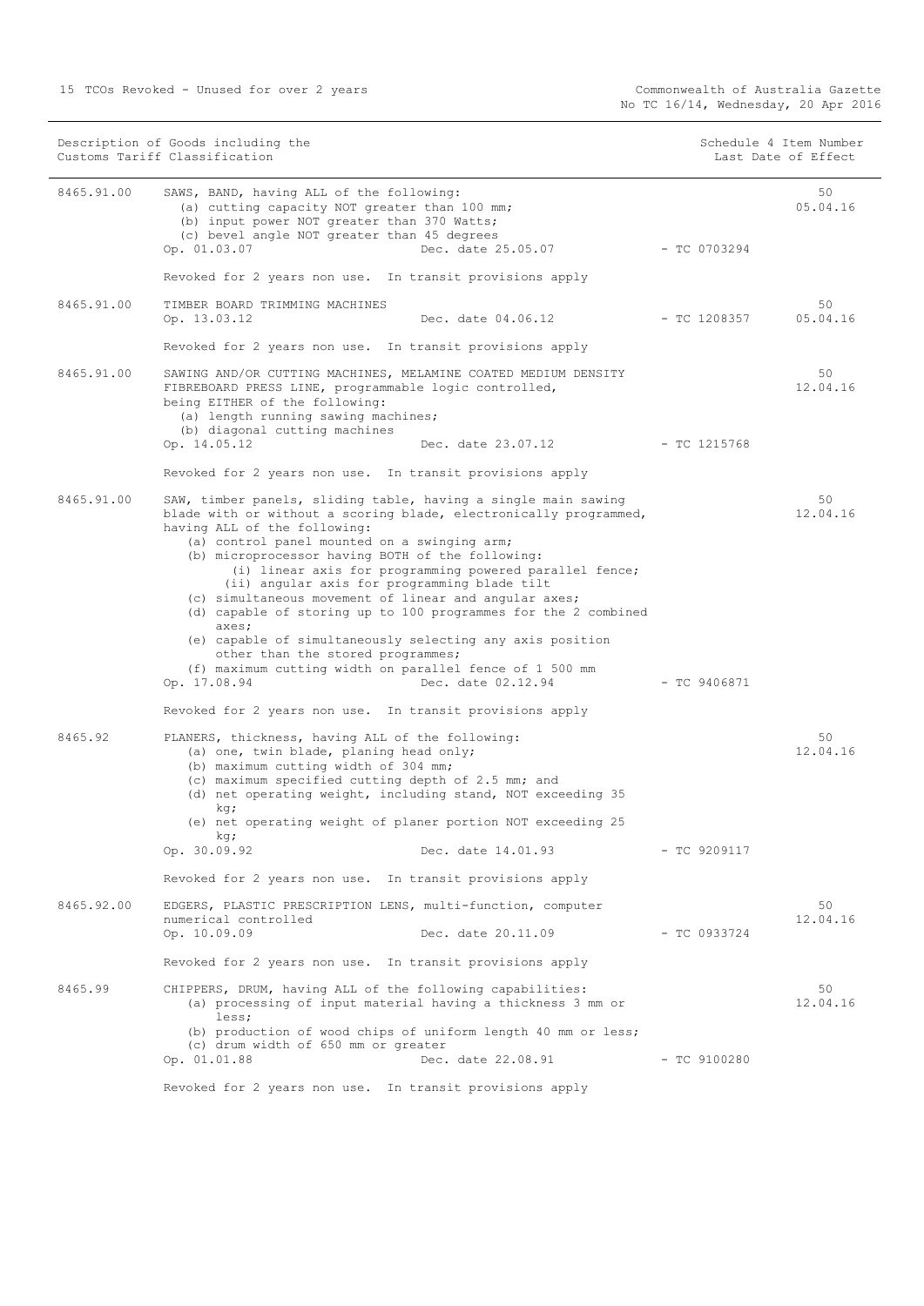| Description of Goods including the Customs Tariff Classification | | | Schedule 4 Item Number Last Date of Effect |
|---|---|---|---|
| 8465.91.00 | SAWS, BAND, having ALL of the following:<br>(a) cutting capacity NOT greater than 100 mm;<br>(b) input power NOT greater than 370 Watts;<br>(c) bevel angle NOT greater than 45 degrees<br>Op. 01.03.07 Dec. date 25.05.07 - TC 0703294<br><br>Revoked for 2 years non use. In transit provisions apply | | 50<br>05.04.16 |
| 8465.91.00 | TIMBER BOARD TRIMMING MACHINES<br>Op. 13.03.12 Dec. date 04.06.12 - TC 1208357<br><br>Revoked for 2 years non use. In transit provisions apply | | 50<br>05.04.16 |
| 8465.91.00 | SAWING AND/OR CUTTING MACHINES, MELAMINE COATED MEDIUM DENSITY FIBREBOARD PRESS LINE, programmable logic controlled, being EITHER of the following:<br>(a) length running sawing machines;<br>(b) diagonal cutting machines<br>Op. 14.05.12 Dec. date 23.07.12 - TC 1215768<br><br>Revoked for 2 years non use. In transit provisions apply | | 50<br>12.04.16 |
| 8465.91.00 | SAW, timber panels, sliding table, having a single main sawing blade with or without a scoring blade, electronically programmed, having ALL of the following:<br>(a) control panel mounted on a swinging arm;<br>(b) microprocessor having BOTH of the following:<br>(i) linear axis for programming powered parallel fence;<br>(ii) angular axis for programming blade tilt<br>(c) simultaneous movement of linear and angular axes;<br>(d) capable of storing up to 100 programmes for the 2 combined axes;<br>(e) capable of simultaneously selecting any axis position other than the stored programmes;<br>(f) maximum cutting width on parallel fence of 1 500 mm<br>Op. 17.08.94 Dec. date 02.12.94 - TC 9406871<br><br>Revoked for 2 years non use. In transit provisions apply | | 50<br>12.04.16 |
| 8465.92 | PLANERS, thickness, having ALL of the following:<br>(a) one, twin blade, planing head only;<br>(b) maximum cutting width of 304 mm;<br>(c) maximum specified cutting depth of 2.5 mm; and<br>(d) net operating weight, including stand, NOT exceeding 35 kg;<br>(e) net operating weight of planer portion NOT exceeding 25 kg;<br>Op. 30.09.92 Dec. date 14.01.93 - TC 9209117<br><br>Revoked for 2 years non use. In transit provisions apply | | 50<br>12.04.16 |
| 8465.92.00 | EDGERS, PLASTIC PRESCRIPTION LENS, multi-function, computer numerical controlled<br>Op. 10.09.09 Dec. date 20.11.09 - TC 0933724<br><br>Revoked for 2 years non use. In transit provisions apply | | 50<br>12.04.16 |
| 8465.99 | CHIPPERS, DRUM, having ALL of the following capabilities:<br>(a) processing of input material having a thickness 3 mm or less;<br>(b) production of wood chips of uniform length 40 mm or less;<br>(c) drum width of 650 mm or greater<br>Op. 01.01.88 Dec. date 22.08.91 - TC 9100280<br><br>Revoked for 2 years non use. In transit provisions apply | | 50<br>12.04.16 |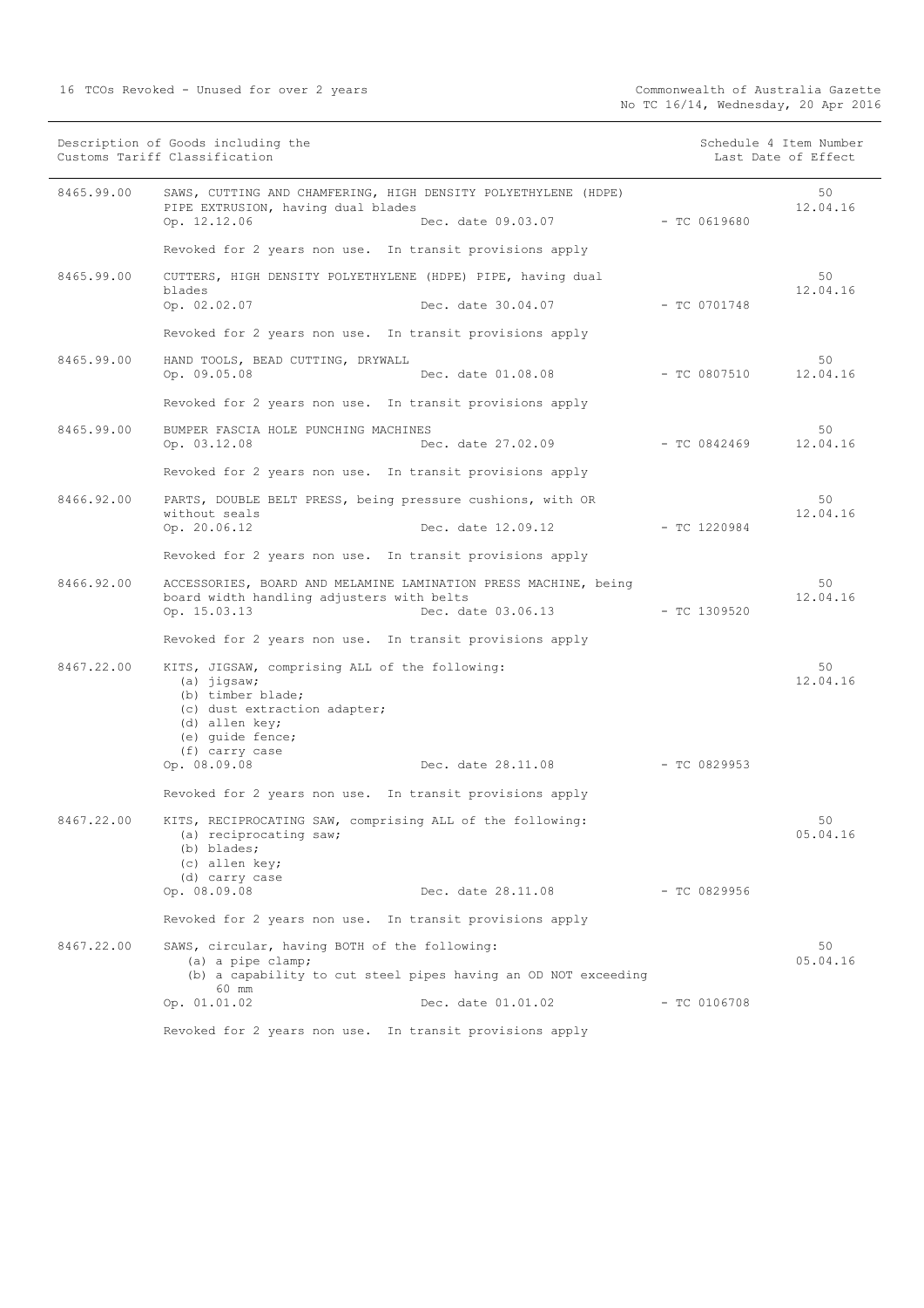| Description of Goods including the Customs Tariff Classification | | | Schedule 4 Item Number Last Date of Effect |
|---|---|---|---|
| 8465.99.00 | SAWS, CUTTING AND CHAMFERING, HIGH DENSITY POLYETHYLENE (HDPE) PIPE EXTRUSION, having dual blades<br>Op. 12.12.06 Dec. date 09.03.07 - TC 0619680<br><br>Revoked for 2 years non use. In transit provisions apply | | 50<br>12.04.16 |
| 8465.99.00 | CUTTERS, HIGH DENSITY POLYETHYLENE (HDPE) PIPE, having dual blades<br>Op. 02.02.07 Dec. date 30.04.07 - TC 0701748<br><br>Revoked for 2 years non use. In transit provisions apply | | 50<br>12.04.16 |
| 8465.99.00 | HAND TOOLS, BEAD CUTTING, DRYWALL<br>Op. 09.05.08 Dec. date 01.08.08 - TC 0807510<br><br>Revoked for 2 years non use. In transit provisions apply | | 50<br>12.04.16 |
| 8465.99.00 | BUMPER FASCIA HOLE PUNCHING MACHINES<br>Op. 03.12.08 Dec. date 27.02.09 - TC 0842469<br><br>Revoked for 2 years non use. In transit provisions apply | | 50<br>12.04.16 |
| 8466.92.00 | PARTS, DOUBLE BELT PRESS, being pressure cushions, with OR without seals<br>Op. 20.06.12 Dec. date 12.09.12 - TC 1220984<br><br>Revoked for 2 years non use. In transit provisions apply | | 50<br>12.04.16 |
| 8466.92.00 | ACCESSORIES, BOARD AND MELAMINE LAMINATION PRESS MACHINE, being board width handling adjusters with belts<br>Op. 15.03.13 Dec. date 03.06.13 - TC 1309520<br><br>Revoked for 2 years non use. In transit provisions apply | | 50<br>12.04.16 |
| 8467.22.00 | KITS, JIGSAW, comprising ALL of the following:<br>(a) jigsaw;<br>(b) timber blade;<br>(c) dust extraction adapter;<br>(d) allen key;<br>(e) guide fence;<br>(f) carry case<br>Op. 08.09.08 Dec. date 28.11.08 - TC 0829953<br><br>Revoked for 2 years non use. In transit provisions apply | | 50<br>12.04.16 |
| 8467.22.00 | KITS, RECIPROCATING SAW, comprising ALL of the following:<br>(a) reciprocating saw;<br>(b) blades;<br>(c) allen key;<br>(d) carry case<br>Op. 08.09.08 Dec. date 28.11.08 - TC 0829956<br><br>Revoked for 2 years non use. In transit provisions apply | | 50<br>05.04.16 |
| 8467.22.00 | SAWS, circular, having BOTH of the following:<br>(a) a pipe clamp;<br>(b) a capability to cut steel pipes having an OD NOT exceeding 60 mm<br>Op. 01.01.02 Dec. date 01.01.02 - TC 0106708<br><br>Revoked for 2 years non use. In transit provisions apply | | 50<br>05.04.16 |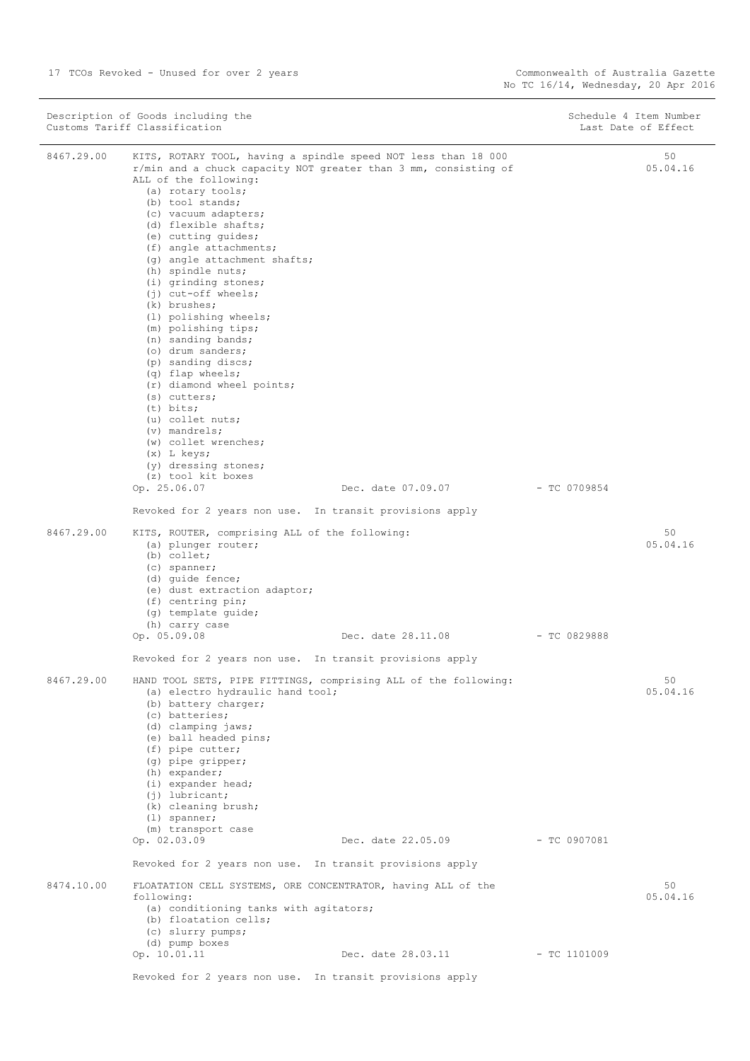| Description of Goods including the Customs Tariff Classification | | Schedule 4 Item Number Last Date of Effect |
|---|---|---|
| 8467.29.00 | KITS, ROTARY TOOL, having a spindle speed NOT less than 18 000 r/min and a chuck capacity NOT greater than 3 mm, consisting of ALL of the following:<br>(a) rotary tools;<br>(b) tool stands;<br>(c) vacuum adapters;<br>(d) flexible shafts;<br>(e) cutting guides;<br>(f) angle attachments;<br>(g) angle attachment shafts;<br>(h) spindle nuts;<br>(i) grinding stones;<br>(j) cut-off wheels;<br>(k) brushes;<br>(l) polishing wheels;<br>(m) polishing tips;<br>(n) sanding bands;<br>(o) drum sanders;<br>(p) sanding discs;<br>(q) flap wheels;<br>(r) diamond wheel points;<br>(s) cutters;<br>(t) bits;<br>(u) collet nuts;<br>(v) mandrels;<br>(w) collet wrenches;<br>(x) L keys;<br>(y) dressing stones;<br>(z) tool kit boxes<br>Op. 25.06.07 Dec. date 07.09.07 - TC 0709854<br><br>Revoked for 2 years non use. In transit provisions apply | 50<br>05.04.16 |
| 8467.29.00 | KITS, ROUTER, comprising ALL of the following:<br>(a) plunger router;<br>(b) collet;<br>(c) spanner;<br>(d) guide fence;<br>(e) dust extraction adaptor;<br>(f) centring pin;<br>(g) template guide;<br>(h) carry case<br>Op. 05.09.08 Dec. date 28.11.08 - TC 0829888<br><br>Revoked for 2 years non use. In transit provisions apply | 50<br>05.04.16 |
| 8467.29.00 | HAND TOOL SETS, PIPE FITTINGS, comprising ALL of the following:<br>(a) electro hydraulic hand tool;<br>(b) battery charger;<br>(c) batteries;<br>(d) clamping jaws;<br>(e) ball headed pins;<br>(f) pipe cutter;<br>(g) pipe gripper;<br>(h) expander;<br>(i) expander head;<br>(j) lubricant;<br>(k) cleaning brush;<br>(l) spanner;<br>(m) transport case<br>Op. 02.03.09 Dec. date 22.05.09 - TC 0907081<br><br>Revoked for 2 years non use. In transit provisions apply | 50<br>05.04.16 |
| 8474.10.00 | FLOATATION CELL SYSTEMS, ORE CONCENTRATOR, having ALL of the following:<br>(a) conditioning tanks with agitators;<br>(b) floatation cells;<br>(c) slurry pumps;<br>(d) pump boxes<br>Op. 10.01.11 Dec. date 28.03.11 - TC 1101009<br><br>Revoked for 2 years non use. In transit provisions apply | 50<br>05.04.16 |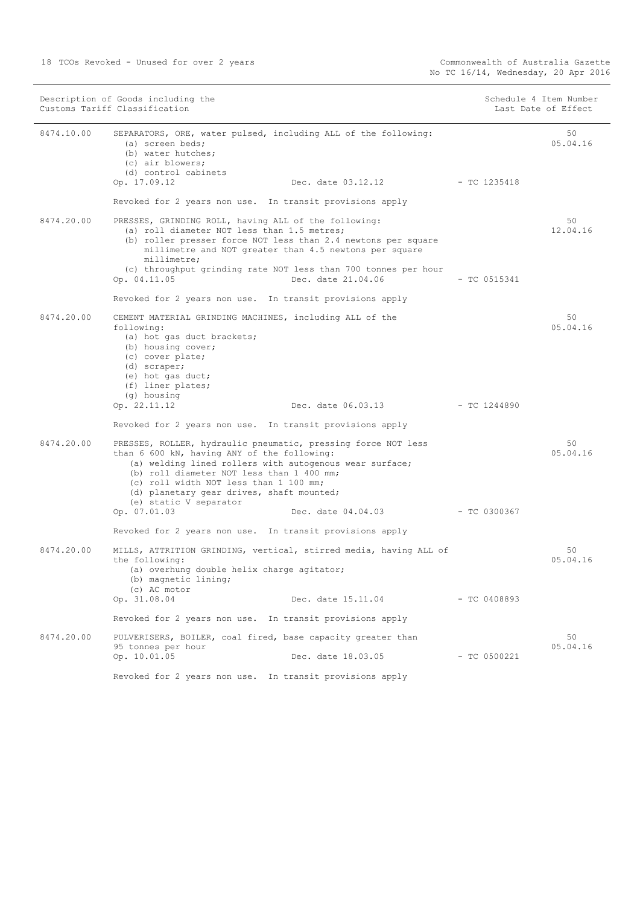| Description of Goods including the Customs Tariff Classification | | | Schedule 4 Item Number Last Date of Effect |
|---|---|---|---|
| 8474.10.00 | SEPARATORS, ORE, water pulsed, including ALL of the following:<br>(a) screen beds;<br>(b) water hutches;<br>(c) air blowers;<br>(d) control cabinets<br>Op. 17.09.12 Dec. date 03.12.12 - TC 1235418<br><br>Revoked for 2 years non use. In transit provisions apply | | 50<br>05.04.16 |
| 8474.20.00 | PRESSES, GRINDING ROLL, having ALL of the following:<br>(a) roll diameter NOT less than 1.5 metres;<br>(b) roller presser force NOT less than 2.4 newtons per square millimetre and NOT greater than 4.5 newtons per square millimetre;<br>(c) throughput grinding rate NOT less than 700 tonnes per hour<br>Op. 04.11.05 Dec. date 21.04.06 - TC 0515341<br><br>Revoked for 2 years non use. In transit provisions apply | | 50<br>12.04.16 |
| 8474.20.00 | CEMENT MATERIAL GRINDING MACHINES, including ALL of the following:<br>(a) hot gas duct brackets;<br>(b) housing cover;<br>(c) cover plate;<br>(d) scraper;<br>(e) hot gas duct;<br>(f) liner plates;<br>(g) housing<br>Op. 22.11.12 Dec. date 06.03.13 - TC 1244890<br><br>Revoked for 2 years non use. In transit provisions apply | | 50<br>05.04.16 |
| 8474.20.00 | PRESSES, ROLLER, hydraulic pneumatic, pressing force NOT less than 6 600 kN, having ANY of the following:<br>(a) welding lined rollers with autogenous wear surface;<br>(b) roll diameter NOT less than 1 400 mm;<br>(c) roll width NOT less than 1 100 mm;<br>(d) planetary gear drives, shaft mounted;<br>(e) static V separator<br>Op. 07.01.03 Dec. date 04.04.03 - TC 0300367<br><br>Revoked for 2 years non use. In transit provisions apply | | 50<br>05.04.16 |
| 8474.20.00 | MILLS, ATTRITION GRINDING, vertical, stirred media, having ALL of the following:<br>(a) overhung double helix charge agitator;<br>(b) magnetic lining;<br>(c) AC motor<br>Op. 31.08.04 Dec. date 15.11.04 - TC 0408893<br><br>Revoked for 2 years non use. In transit provisions apply | | 50<br>05.04.16 |
| 8474.20.00 | PULVERISERS, BOILER, coal fired, base capacity greater than 95 tonnes per hour<br>Op. 10.01.05 Dec. date 18.03.05 - TC 0500221<br><br>Revoked for 2 years non use. In transit provisions apply | | 50<br>05.04.16 |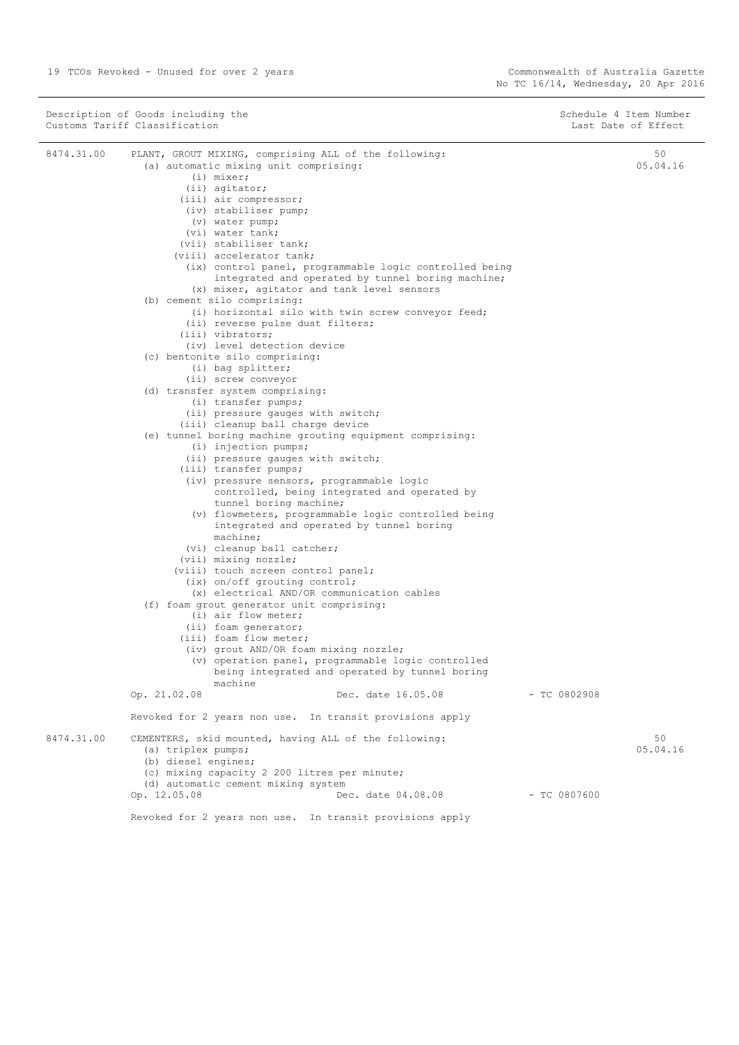| Description of Goods including the Customs Tariff Classification | | Schedule 4 Item Number Last Date of Effect |
|---|---|---|
| 8474.31.00 | PLANT, GROUT MIXING, comprising ALL of the following:<br>(a) automatic mixing unit comprising:<br>(i) mixer;<br>(ii) agitator;<br>(iii) air compressor;<br>(iv) stabiliser pump;<br>(v) water pump;<br>(vi) water tank;<br>(vii) stabiliser tank;<br>(viii) accelerator tank;<br>(ix) control panel, programmable logic controlled being integrated and operated by tunnel boring machine;<br>(x) mixer, agitator and tank level sensors<br>(b) cement silo comprising:<br>(i) horizontal silo with twin screw conveyor feed;<br>(ii) reverse pulse dust filters;<br>(iii) vibrators;<br>(iv) level detection device<br>(c) bentonite silo comprising:<br>(i) bag splitter;<br>(ii) screw conveyor<br>(d) transfer system comprising:<br>(i) transfer pumps;<br>(ii) pressure gauges with switch;<br>(iii) cleanup ball charge device<br>(e) tunnel boring machine grouting equipment comprising:<br>(i) injection pumps;<br>(ii) pressure gauges with switch;<br>(iii) transfer pumps;<br>(iv) pressure sensors, programmable logic controlled, being integrated and operated by tunnel boring machine;<br>(v) flowmeters, programmable logic controlled being integrated and operated by tunnel boring machine;<br>(vi) cleanup ball catcher;<br>(vii) mixing nozzle;<br>(viii) touch screen control panel;<br>(ix) on/off grouting control;<br>(x) electrical AND/OR communication cables<br>(f) foam grout generator unit comprising:<br>(i) air flow meter;<br>(ii) foam generator;<br>(iii) foam flow meter;<br>(iv) grout AND/OR foam mixing nozzle;<br>(v) operation panel, programmable logic controlled being integrated and operated by tunnel boring machine<br>Op. 21.02.08 Dec. date 16.05.08 - TC 0802908<br><br>Revoked for 2 years non use. In transit provisions apply | 50<br>05.04.16 |
| 8474.31.00 | CEMENTERS, skid mounted, having ALL of the following:<br>(a) triplex pumps;<br>(b) diesel engines;<br>(c) mixing capacity 2 200 litres per minute;<br>(d) automatic cement mixing system<br>Op. 12.05.08 Dec. date 04.08.08 - TC 0807600<br><br>Revoked for 2 years non use. In transit provisions apply | 50<br>05.04.16 |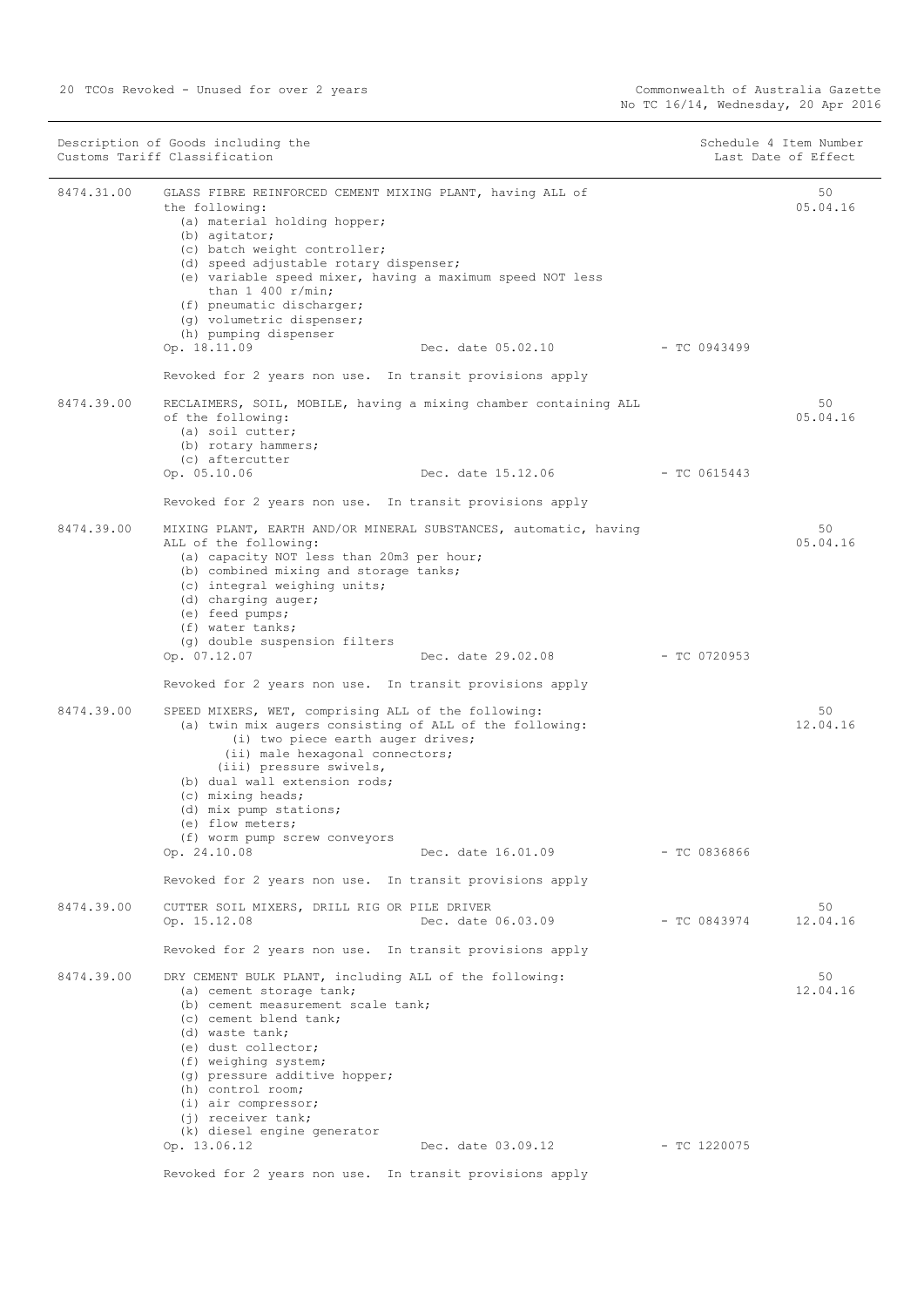| Description of Goods including the Customs Tariff Classification | | | Schedule 4 Item Number Last Date of Effect |
|---|---|---|---|
| 8474.31.00 | GLASS FIBRE REINFORCED CEMENT MIXING PLANT, having ALL of the following:<br>(a) material holding hopper;<br>(b) agitator;<br>(c) batch weight controller;<br>(d) speed adjustable rotary dispenser;<br>(e) variable speed mixer, having a maximum speed NOT less than 1 400 r/min;<br>(f) pneumatic discharger;<br>(g) volumetric dispenser;<br>(h) pumping dispenser<br>Op. 18.11.09 Dec. date 05.02.10 - TC 0943499<br><br>Revoked for 2 years non use. In transit provisions apply | | 50<br>05.04.16 |
| 8474.39.00 | RECLAIMERS, SOIL, MOBILE, having a mixing chamber containing ALL of the following:<br>(a) soil cutter;<br>(b) rotary hammers;<br>(c) aftercutter<br>Op. 05.10.06 Dec. date 15.12.06 - TC 0615443<br><br>Revoked for 2 years non use. In transit provisions apply | | 50<br>05.04.16 |
| 8474.39.00 | MIXING PLANT, EARTH AND/OR MINERAL SUBSTANCES, automatic, having ALL of the following:<br>(a) capacity NOT less than 20m3 per hour;<br>(b) combined mixing and storage tanks;<br>(c) integral weighing units;<br>(d) charging auger;<br>(e) feed pumps;<br>(f) water tanks;<br>(g) double suspension filters<br>Op. 07.12.07 Dec. date 29.02.08 - TC 0720953<br><br>Revoked for 2 years non use. In transit provisions apply | | 50<br>05.04.16 |
| 8474.39.00 | SPEED MIXERS, WET, comprising ALL of the following:<br>(a) twin mix augers consisting of ALL of the following:<br>(i) two piece earth auger drives;<br>(ii) male hexagonal connectors;<br>(iii) pressure swivels,<br>(b) dual wall extension rods;<br>(c) mixing heads;<br>(d) mix pump stations;<br>(e) flow meters;<br>(f) worm pump screw conveyors<br>Op. 24.10.08 Dec. date 16.01.09 - TC 0836866<br><br>Revoked for 2 years non use. In transit provisions apply | | 50<br>12.04.16 |
| 8474.39.00 | CUTTER SOIL MIXERS, DRILL RIG OR PILE DRIVER<br>Op. 15.12.08 Dec. date 06.03.09 - TC 0843974<br><br>Revoked for 2 years non use. In transit provisions apply | | 50<br>12.04.16 |
| 8474.39.00 | DRY CEMENT BULK PLANT, including ALL of the following:<br>(a) cement storage tank;<br>(b) cement measurement scale tank;<br>(c) cement blend tank;<br>(d) waste tank;<br>(e) dust collector;<br>(f) weighing system;<br>(g) pressure additive hopper;<br>(h) control room;<br>(i) air compressor;<br>(j) receiver tank;<br>(k) diesel engine generator<br>Op. 13.06.12 Dec. date 03.09.12 - TC 1220075<br><br>Revoked for 2 years non use. In transit provisions apply | | 50<br>12.04.16 |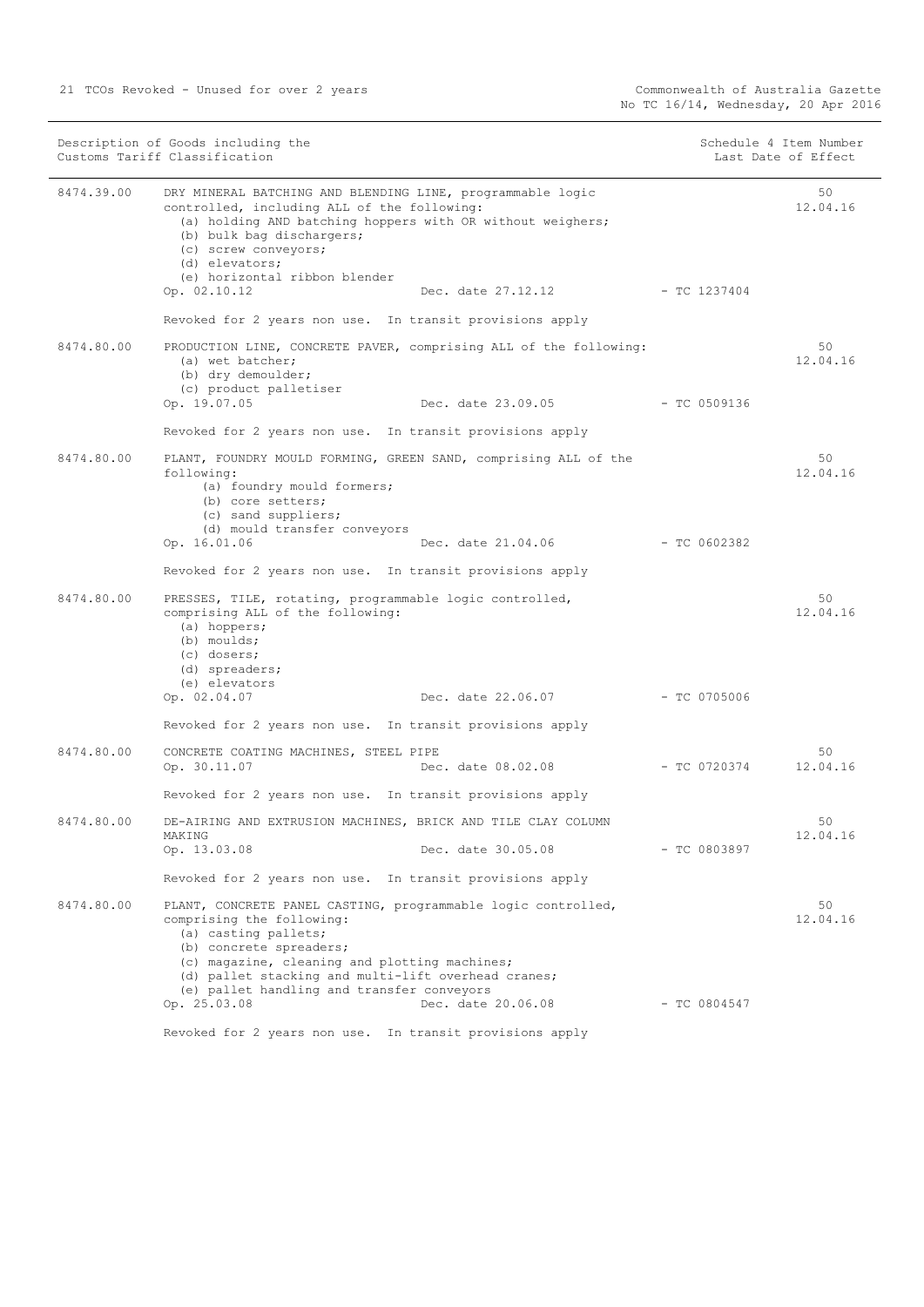| Description of Goods including the Customs Tariff Classification | | | Schedule 4 Item Number Last Date of Effect |
|---|---|---|---|
| 8474.39.00 | DRY MINERAL BATCHING AND BLENDING LINE, programmable logic controlled, including ALL of the following:<br>(a) holding AND batching hoppers with OR without weighers;<br>(b) bulk bag dischargers;<br>(c) screw conveyors;<br>(d) elevators;<br>(e) horizontal ribbon blender<br>Op. 02.10.12 Dec. date 27.12.12 - TC 1237404<br><br>Revoked for 2 years non use. In transit provisions apply | | 50<br>12.04.16 |
| 8474.80.00 | PRODUCTION LINE, CONCRETE PAVER, comprising ALL of the following:<br>(a) wet batcher;<br>(b) dry demoulder;<br>(c) product palletiser<br>Op. 19.07.05 Dec. date 23.09.05 - TC 0509136<br><br>Revoked for 2 years non use. In transit provisions apply | | 50<br>12.04.16 |
| 8474.80.00 | PLANT, FOUNDRY MOULD FORMING, GREEN SAND, comprising ALL of the following:<br>(a) foundry mould formers;<br>(b) core setters;<br>(c) sand suppliers;<br>(d) mould transfer conveyors<br>Op. 16.01.06 Dec. date 21.04.06 - TC 0602382<br><br>Revoked for 2 years non use. In transit provisions apply | | 50<br>12.04.16 |
| 8474.80.00 | PRESSES, TILE, rotating, programmable logic controlled, comprising ALL of the following:<br>(a) hoppers;<br>(b) moulds;<br>(c) dosers;<br>(d) spreaders;<br>(e) elevators<br>Op. 02.04.07 Dec. date 22.06.07 - TC 0705006<br><br>Revoked for 2 years non use. In transit provisions apply | | 50<br>12.04.16 |
| 8474.80.00 | CONCRETE COATING MACHINES, STEEL PIPE<br>Op. 30.11.07 Dec. date 08.02.08 - TC 0720374<br><br>Revoked for 2 years non use. In transit provisions apply | | 50<br>12.04.16 |
| 8474.80.00 | DE-AIRING AND EXTRUSION MACHINES, BRICK AND TILE CLAY COLUMN MAKING<br>Op. 13.03.08 Dec. date 30.05.08 - TC 0803897<br><br>Revoked for 2 years non use. In transit provisions apply | | 50<br>12.04.16 |
| 8474.80.00 | PLANT, CONCRETE PANEL CASTING, programmable logic controlled, comprising the following:<br>(a) casting pallets;<br>(b) concrete spreaders;<br>(c) magazine, cleaning and plotting machines;<br>(d) pallet stacking and multi-lift overhead cranes;<br>(e) pallet handling and transfer conveyors<br>Op. 25.03.08 Dec. date 20.06.08 - TC 0804547<br><br>Revoked for 2 years non use. In transit provisions apply | | 50<br>12.04.16 |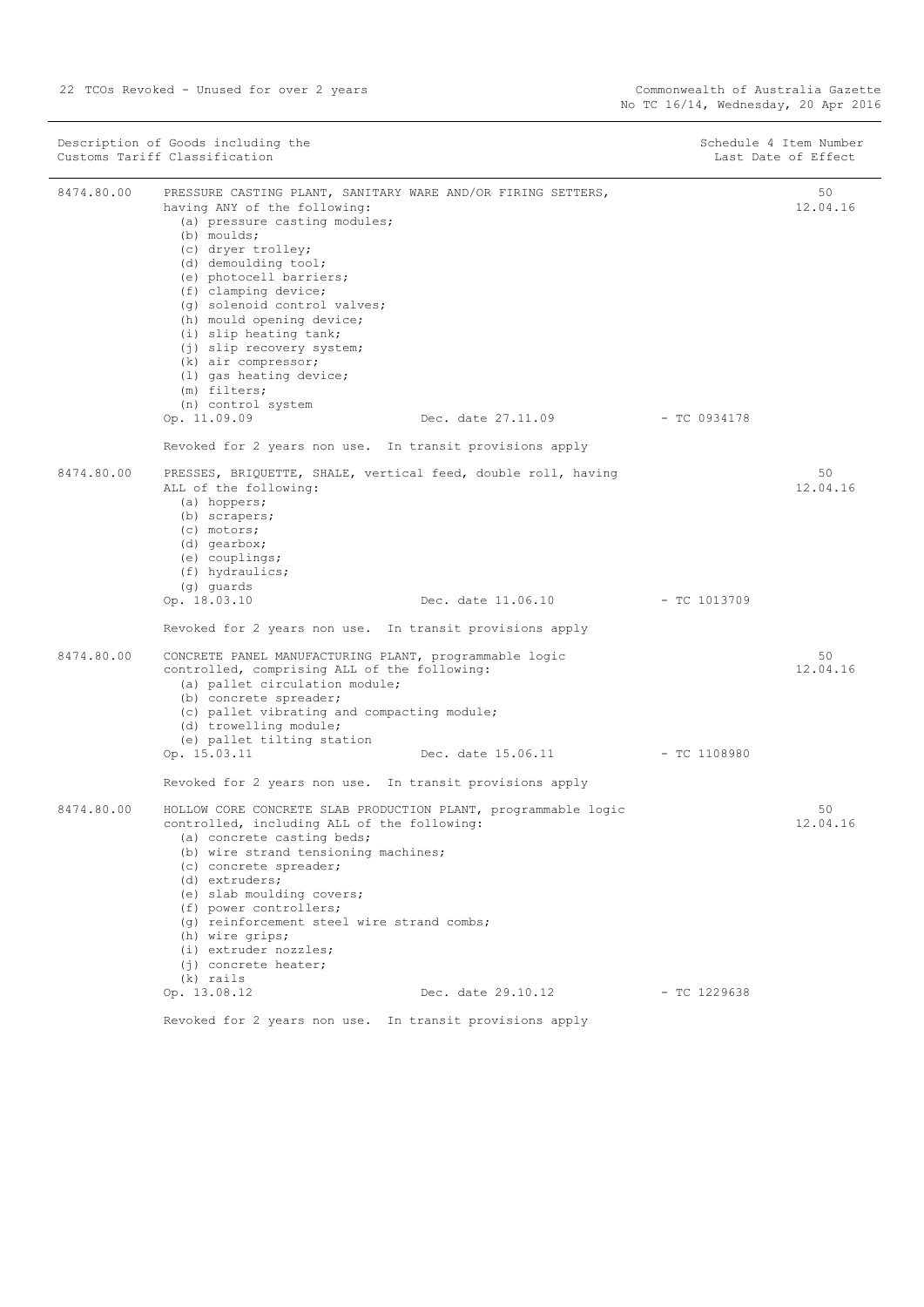| Description of Goods including the Customs Tariff Classification | | | Schedule 4 Item Number Last Date of Effect |
|---|---|---|---|
| 8474.80.00 | PRESSURE CASTING PLANT, SANITARY WARE AND/OR FIRING SETTERS, having ANY of the following:<br>(a) pressure casting modules;<br>(b) moulds;<br>(c) dryer trolley;<br>(d) demoulding tool;<br>(e) photocell barriers;<br>(f) clamping device;<br>(g) solenoid control valves;<br>(h) mould opening device;<br>(i) slip heating tank;<br>(j) slip recovery system;<br>(k) air compressor;<br>(l) gas heating device;<br>(m) filters;<br>(n) control system<br>Op. 11.09.09 Dec. date 27.11.09 - TC 0934178<br><br>Revoked for 2 years non use. In transit provisions apply | | 50<br>12.04.16 |
| 8474.80.00 | PRESSES, BRIQUETTE, SHALE, vertical feed, double roll, having ALL of the following:<br>(a) hoppers;<br>(b) scrapers;<br>(c) motors;<br>(d) gearbox;<br>(e) couplings;<br>(f) hydraulics;<br>(g) guards<br>Op. 18.03.10 Dec. date 11.06.10 - TC 1013709<br><br>Revoked for 2 years non use. In transit provisions apply | | 50<br>12.04.16 |
| 8474.80.00 | CONCRETE PANEL MANUFACTURING PLANT, programmable logic controlled, comprising ALL of the following:<br>(a) pallet circulation module;<br>(b) concrete spreader;<br>(c) pallet vibrating and compacting module;<br>(d) trowelling module;<br>(e) pallet tilting station<br>Op. 15.03.11 Dec. date 15.06.11 - TC 1108980<br><br>Revoked for 2 years non use. In transit provisions apply | | 50<br>12.04.16 |
| 8474.80.00 | HOLLOW CORE CONCRETE SLAB PRODUCTION PLANT, programmable logic controlled, including ALL of the following:<br>(a) concrete casting beds;<br>(b) wire strand tensioning machines;<br>(c) concrete spreader;<br>(d) extruders;<br>(e) slab moulding covers;<br>(f) power controllers;<br>(g) reinforcement steel wire strand combs;<br>(h) wire grips;<br>(i) extruder nozzles;<br>(j) concrete heater;<br>(k) rails<br>Op. 13.08.12 Dec. date 29.10.12 - TC 1229638<br><br>Revoked for 2 years non use. In transit provisions apply | | 50<br>12.04.16 |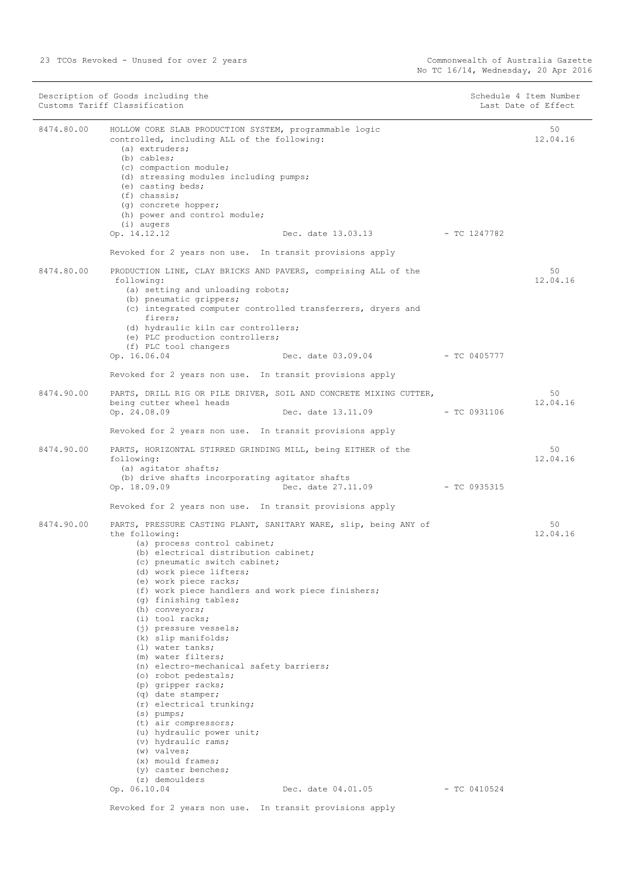| Description of Goods including the Customs Tariff Classification | | | | Schedule 4 Item Number Last Date of Effect |
|---|---|---|---|---|
| 8474.80.00 | HOLLOW CORE SLAB PRODUCTION SYSTEM, programmable logic controlled, including ALL of the following:<br>(a) extruders;<br>(b) cables;<br>(c) compaction module;<br>(d) stressing modules including pumps;<br>(e) casting beds;<br>(f) chassis;<br>(g) concrete hopper;<br>(h) power and control module;<br>(i) augers<br>Op. 14.12.12 | Dec. date 13.03.13 | - TC 1247782 | 50<br>12.04.16 |
| | Revoked for 2 years non use. In transit provisions apply | | | |
| 8474.80.00 | PRODUCTION LINE, CLAY BRICKS AND PAVERS, comprising ALL of the following:<br>(a) setting and unloading robots;<br>(b) pneumatic grippers;<br>(c) integrated computer controlled transferrers, dryers and firers;<br>(d) hydraulic kiln car controllers;<br>(e) PLC production controllers;<br>(f) PLC tool changers<br>Op. 16.06.04 | Dec. date 03.09.04 | - TC 0405777 | 50<br>12.04.16 |
| | Revoked for 2 years non use. In transit provisions apply | | | |
| 8474.90.00 | PARTS, DRILL RIG OR PILE DRIVER, SOIL AND CONCRETE MIXING CUTTER, being cutter wheel heads<br>Op. 24.08.09 | Dec. date 13.11.09 | - TC 0931106 | 50<br>12.04.16 |
| | Revoked for 2 years non use. In transit provisions apply | | | |
| 8474.90.00 | PARTS, HORIZONTAL STIRRED GRINDING MILL, being EITHER of the following:<br>(a) agitator shafts;<br>(b) drive shafts incorporating agitator shafts<br>Op. 18.09.09 | Dec. date 27.11.09 | - TC 0935315 | 50<br>12.04.16 |
| | Revoked for 2 years non use. In transit provisions apply | | | |
| 8474.90.00 | PARTS, PRESSURE CASTING PLANT, SANITARY WARE, slip, being ANY of the following:<br>(a) process control cabinet;<br>(b) electrical distribution cabinet;<br>(c) pneumatic switch cabinet;<br>(d) work piece lifters;<br>(e) work piece racks;<br>(f) work piece handlers and work piece finishers;<br>(g) finishing tables;<br>(h) conveyors;<br>(i) tool racks;<br>(j) pressure vessels;<br>(k) slip manifolds;<br>(l) water tanks;<br>(m) water filters;<br>(n) electro-mechanical safety barriers;<br>(o) robot pedestals;<br>(p) gripper racks;<br>(q) date stamper;<br>(r) electrical trunking;<br>(s) pumps;<br>(t) air compressors;<br>(u) hydraulic power unit;<br>(v) hydraulic rams;<br>(w) valves;<br>(x) mould frames;<br>(y) caster benches;<br>(z) demoulders<br>Op. 06.10.04 | Dec. date 04.01.05 | - TC 0410524 | 50<br>12.04.16 |
| | Revoked for 2 years non use. In transit provisions apply | | | |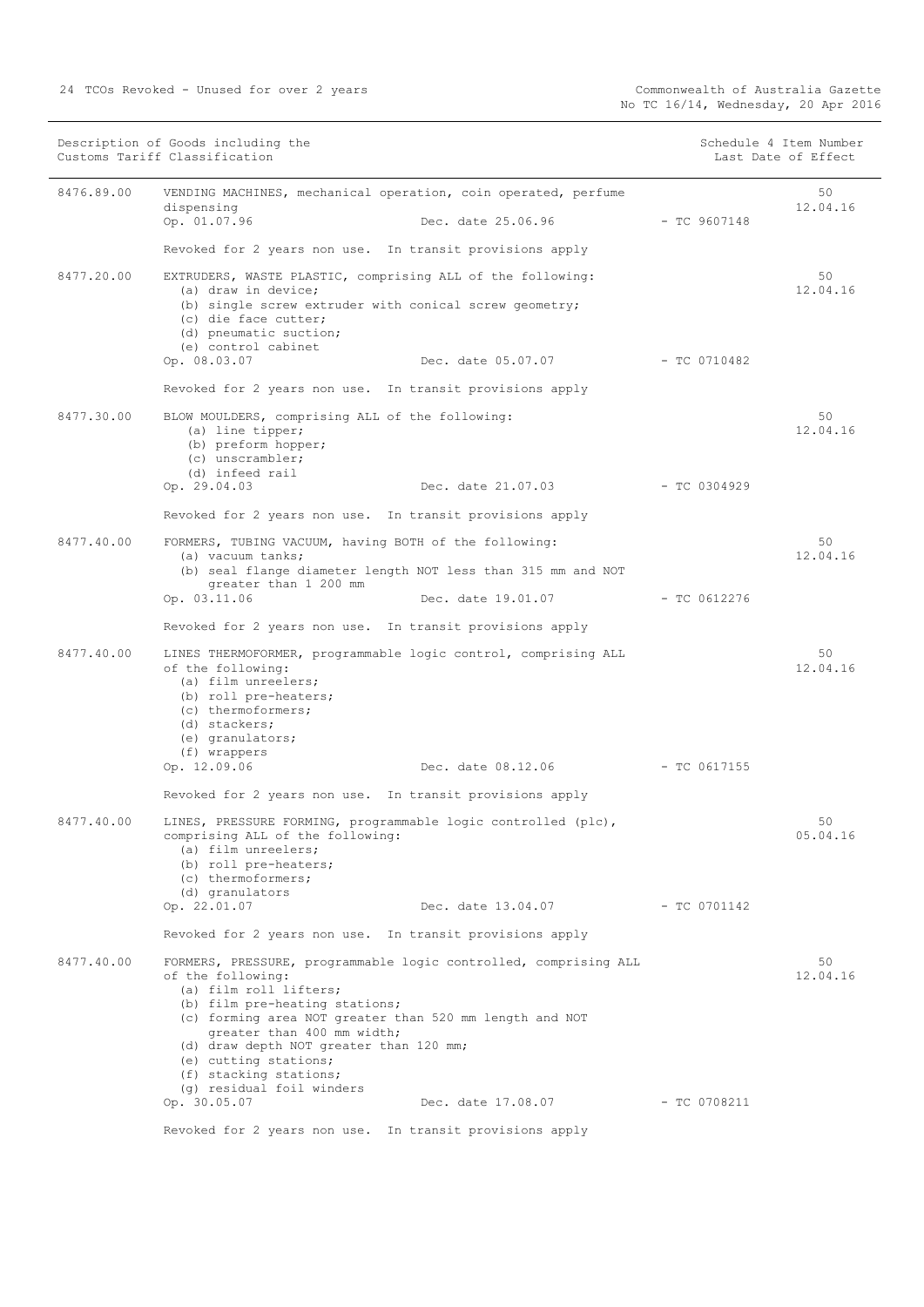| Description of Goods including the Customs Tariff Classification | | | Schedule 4 Item Number<br>Last Date of Effect |
|---|---|---|---|
| 8476.89.00 | VENDING MACHINES, mechanical operation, coin operated, perfume dispensing<br>Op. 01.07.96 Dec. date 25.06.96 - TC 9607148<br><br>Revoked for 2 years non use. In transit provisions apply | | 50<br>12.04.16 |
| 8477.20.00 | EXTRUDERS, WASTE PLASTIC, comprising ALL of the following:<br>(a) draw in device;<br>(b) single screw extruder with conical screw geometry;<br>(c) die face cutter;<br>(d) pneumatic suction;<br>(e) control cabinet<br>Op. 08.03.07 Dec. date 05.07.07 - TC 0710482<br><br>Revoked for 2 years non use. In transit provisions apply | | 50<br>12.04.16 |
| 8477.30.00 | BLOW MOULDERS, comprising ALL of the following:<br>(a) line tipper;<br>(b) preform hopper;<br>(c) unscrambler;<br>(d) infeed rail<br>Op. 29.04.03 Dec. date 21.07.03 - TC 0304929<br><br>Revoked for 2 years non use. In transit provisions apply | | 50<br>12.04.16 |
| 8477.40.00 | FORMERS, TUBING VACUUM, having BOTH of the following:<br>(a) vacuum tanks;<br>(b) seal flange diameter length NOT less than 315 mm and NOT greater than 1 200 mm<br>Op. 03.11.06 Dec. date 19.01.07 - TC 0612276<br><br>Revoked for 2 years non use. In transit provisions apply | | 50<br>12.04.16 |
| 8477.40.00 | LINES THERMOFORMER, programmable logic control, comprising ALL of the following:<br>(a) film unreelers;<br>(b) roll pre-heaters;<br>(c) thermoformers;<br>(d) stackers;<br>(e) granulators;<br>(f) wrappers<br>Op. 12.09.06 Dec. date 08.12.06 - TC 0617155<br><br>Revoked for 2 years non use. In transit provisions apply | | 50<br>12.04.16 |
| 8477.40.00 | LINES, PRESSURE FORMING, programmable logic controlled (plc), comprising ALL of the following:<br>(a) film unreelers;<br>(b) roll pre-heaters;<br>(c) thermoformers;<br>(d) granulators<br>Op. 22.01.07 Dec. date 13.04.07 - TC 0701142<br><br>Revoked for 2 years non use. In transit provisions apply | | 50<br>05.04.16 |
| 8477.40.00 | FORMERS, PRESSURE, programmable logic controlled, comprising ALL of the following:<br>(a) film roll lifters;<br>(b) film pre-heating stations;<br>(c) forming area NOT greater than 520 mm length and NOT greater than 400 mm width;<br>(d) draw depth NOT greater than 120 mm;<br>(e) cutting stations;<br>(f) stacking stations;<br>(g) residual foil winders<br>Op. 30.05.07 Dec. date 17.08.07 - TC 0708211<br><br>Revoked for 2 years non use. In transit provisions apply | | 50<br>12.04.16 |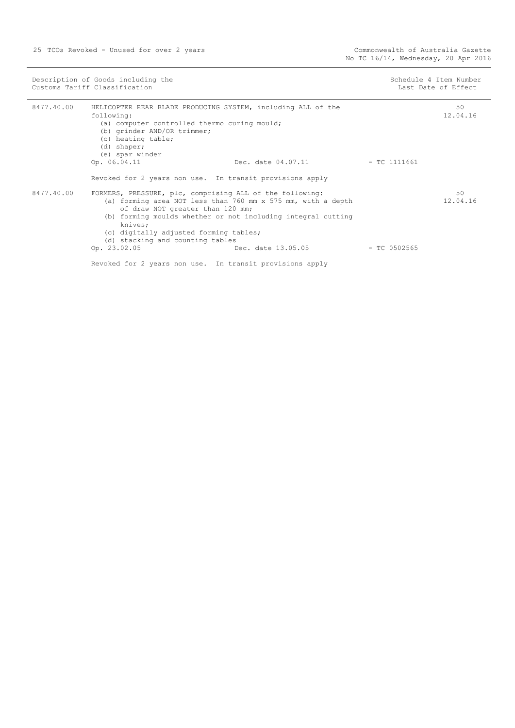| Description of Goods including the Customs Tariff Classification | | | Schedule 4 Item Number Last Date of Effect |
|---|---|---|---|
| 8477.40.00 | HELICOPTER REAR BLADE PRODUCING SYSTEM, including ALL of the following:<br>(a) computer controlled thermo curing mould;<br>(b) grinder AND/OR trimmer;<br>(c) heating table;<br>(d) shaper;<br>(e) spar winder<br>Op. 06.04.11 Dec. date 04.07.11 - TC 1111661<br><br>Revoked for 2 years non use. In transit provisions apply | | 50<br>12.04.16 |
| 8477.40.00 | FORMERS, PRESSURE, plc, comprising ALL of the following:<br>(a) forming area NOT less than 760 mm x 575 mm, with a depth of draw NOT greater than 120 mm;<br>(b) forming moulds whether or not including integral cutting knives;<br>(c) digitally adjusted forming tables;<br>(d) stacking and counting tables<br>Op. 23.02.05 Dec. date 13.05.05 - TC 0502565<br><br>Revoked for 2 years non use. In transit provisions apply | | 50<br>12.04.16 |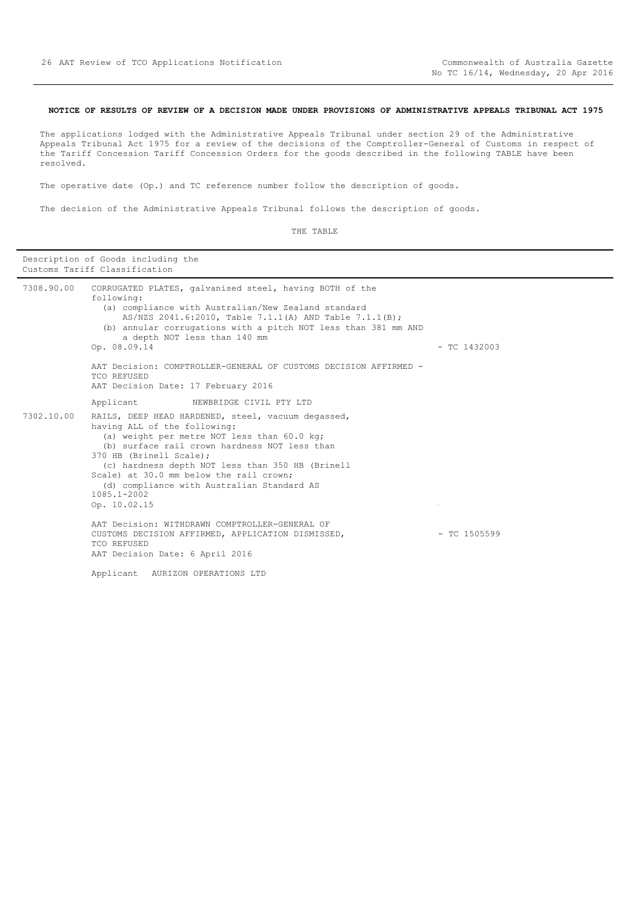**NOTICE OF RESULTS OF REVIEW OF A DECISION MADE UNDER PROVISIONS OF ADMINISTRATIVE APPEALS TRIBUNAL ACT 1975**

The applications lodged with the Administrative Appeals Tribunal under section 29 of the Administrative Appeals Tribunal Act 1975 for a review of the decisions of the Comptroller-General of Customs in respect of the Tariff Concession Tariff Concession Orders for the goods described in the following TABLE have been resolved.

The operative date (Op.) and TC reference number follow the description of goods.

The decision of the Administrative Appeals Tribunal follows the description of goods.

THE TABLE

| Description of Goods including the Customs Tariff Classification | | |
|---|---|---|
| 7308.90.00 | CORRUGATED PLATES, galvanised steel, having BOTH of the following:<br>(a) compliance with Australian/New Zealand standard AS/NZS 2041.6:2010, Table 7.1.1(A) AND Table 7.1.1(B);<br>(b) annular corrugations with a pitch NOT less than 381 mm AND a depth NOT less than 140 mm<br>Op. 08.09.14<br><br>AAT Decision: COMPTROLLER-GENERAL OF CUSTOMS DECISION AFFIRMED - TCO REFUSED<br>AAT Decision Date: 17 February 2016<br><br>Applicant NEWBRIDGE CIVIL PTY LTD | - TC 1432003 |
| 7302.10.00 | RAILS, DEEP HEAD HARDENED, steel, vacuum degassed, having ALL of the following:<br>(a) weight per metre NOT less than 60.0 kg;<br>(b) surface rail crown hardness NOT less than 370 HB (Brinell Scale);<br>(c) hardness depth NOT less than 350 HB (Brinell Scale) at 30.0 mm below the rail crown;<br>(d) compliance with Australian Standard AS 1085.1-2002<br>Op. 10.02.15<br><br>AAT Decision: WITHDRAWN COMPTROLLER-GENERAL OF CUSTOMS DECISION AFFIRMED, APPLICATION DISMISSED, TCO REFUSED<br>AAT Decision Date: 6 April 2016<br><br>Applicant AURIZON OPERATIONS LTD | - TC 1505599 |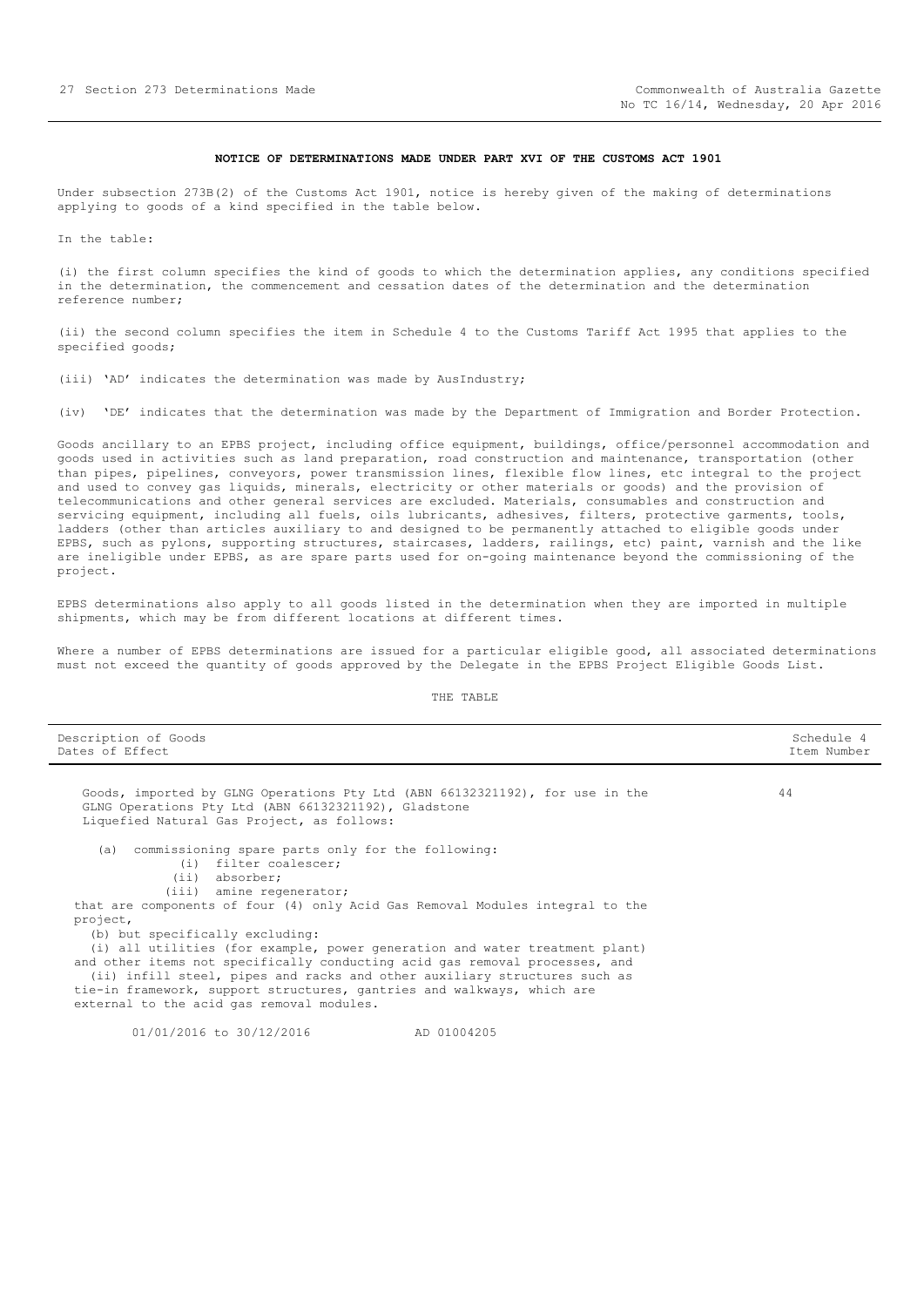## NOTICE OF DETERMINATIONS MADE UNDER PART XVI OF THE CUSTOMS ACT 1901

Under subsection 273B(2) of the Customs Act 1901, notice is hereby given of the making of determinations applying to goods of a kind specified in the table below.

In the table:

(i) the first column specifies the kind of goods to which the determination applies, any conditions specified in the determination, the commencement and cessation dates of the determination and the determination reference number;

(ii) the second column specifies the item in Schedule 4 to the Customs Tariff Act 1995 that applies to the specified goods;

(iii) 'AD' indicates the determination was made by AusIndustry;

(iv) 'DE' indicates that the determination was made by the Department of Immigration and Border Protection.

Goods ancillary to an EPBS project, including office equipment, buildings, office/personnel accommodation and goods used in activities such as land preparation, road construction and maintenance, transportation (other than pipes, pipelines, conveyors, power transmission lines, flexible flow lines, etc integral to the project and used to convey gas liquids, minerals, electricity or other materials or goods) and the provision of telecommunications and other general services are excluded. Materials, consumables and construction and servicing equipment, including all fuels, oils lubricants, adhesives, filters, protective garments, tools, ladders (other than articles auxiliary to and designed to be permanently attached to eligible goods under EPBS, such as pylons, supporting structures, staircases, ladders, railings, etc) paint, varnish and the like are ineligible under EPBS, as are spare parts used for on-going maintenance beyond the commissioning of the project.

EPBS determinations also apply to all goods listed in the determination when they are imported in multiple shipments, which may be from different locations at different times.

Where a number of EPBS determinations are issued for a particular eligible good, all associated determinations must not exceed the quantity of goods approved by the Delegate in the EPBS Project Eligible Goods List.

THE TABLE

| Description of Goods<br>Dates of Effect | Schedule 4<br>Item Number |
|---|---|
| Goods, imported by GLNG Operations Pty Ltd (ABN 66132321192), for use in the GLNG Operations Pty Ltd (ABN 66132321192), Gladstone Liquefied Natural Gas Project, as follows:<br><br>(a) commissioning spare parts only for the following:<br>(i) filter coalescer;<br>(ii) absorber;<br>(iii) amine regenerator;<br>that are components of four (4) only Acid Gas Removal Modules integral to the project,<br>(b) but specifically excluding:<br>(i) all utilities (for example, power generation and water treatment plant) and other items not specifically conducting acid gas removal processes, and<br>(ii) infill steel, pipes and racks and other auxiliary structures such as tie-in framework, support structures, gantries and walkways, which are external to the acid gas removal modules.<br><br>01/01/2016 to 30/12/2016 AD 01004205 | 44 |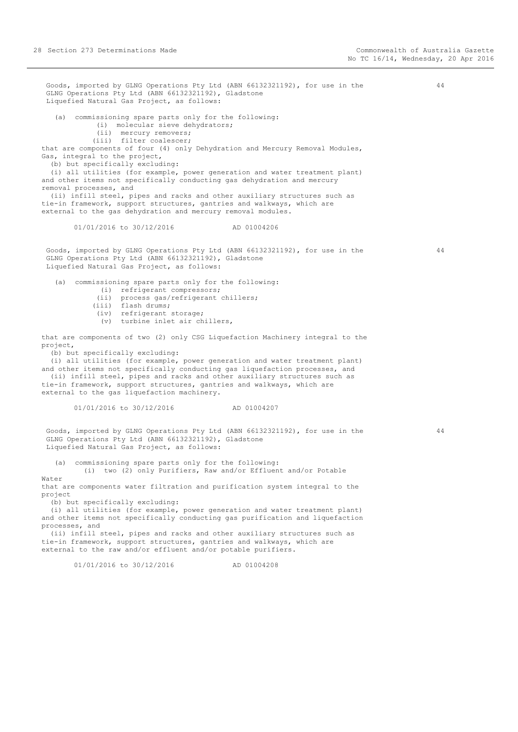Goods, imported by GLNG Operations Pty Ltd (ABN 66132321192), for use in the GLNG Operations Pty Ltd (ABN 66132321192), Gladstone Liquefied Natural Gas Project, as follows: 44

(a) commissioning spare parts only for the following:
- (i) molecular sieve dehydrators;
- (ii) mercury removers;
- (iii) filter coalescer;

that are components of four (4) only Dehydration and Mercury Removal Modules, Gas, integral to the project,

(b) but specifically excluding:

(i) all utilities (for example, power generation and water treatment plant) and other items not specifically conducting gas dehydration and mercury removal processes, and

(ii) infill steel, pipes and racks and other auxiliary structures such as tie-in framework, support structures, gantries and walkways, which are external to the gas dehydration and mercury removal modules.

01/01/2016 to 30/12/2016 AD 01004206

Goods, imported by GLNG Operations Pty Ltd (ABN 66132321192), for use in the GLNG Operations Pty Ltd (ABN 66132321192), Gladstone Liquefied Natural Gas Project, as follows: 44

(a) commissioning spare parts only for the following:
- (i) refrigerant compressors;
- (ii) process gas/refrigerant chillers;
- (iii) flash drums;
- (iv) refrigerant storage;
- (v) turbine inlet air chillers,

that are components of two (2) only CSG Liquefaction Machinery integral to the project,

(b) but specifically excluding:

(i) all utilities (for example, power generation and water treatment plant) and other items not specifically conducting gas liquefaction processes, and

(ii) infill steel, pipes and racks and other auxiliary structures such as tie-in framework, support structures, gantries and walkways, which are external to the gas liquefaction machinery.

01/01/2016 to 30/12/2016 AD 01004207

Goods, imported by GLNG Operations Pty Ltd (ABN 66132321192), for use in the GLNG Operations Pty Ltd (ABN 66132321192), Gladstone Liquefied Natural Gas Project, as follows: 44

(a) commissioning spare parts only for the following:
- (i) two (2) only Purifiers, Raw and/or Effluent and/or Potable Water

that are components water filtration and purification system integral to the project

(b) but specifically excluding:

(i) all utilities (for example, power generation and water treatment plant) and other items not specifically conducting gas purification and liquefaction processes, and

(ii) infill steel, pipes and racks and other auxiliary structures such as tie-in framework, support structures, gantries and walkways, which are external to the raw and/or effluent and/or potable purifiers.

01/01/2016 to 30/12/2016 AD 01004208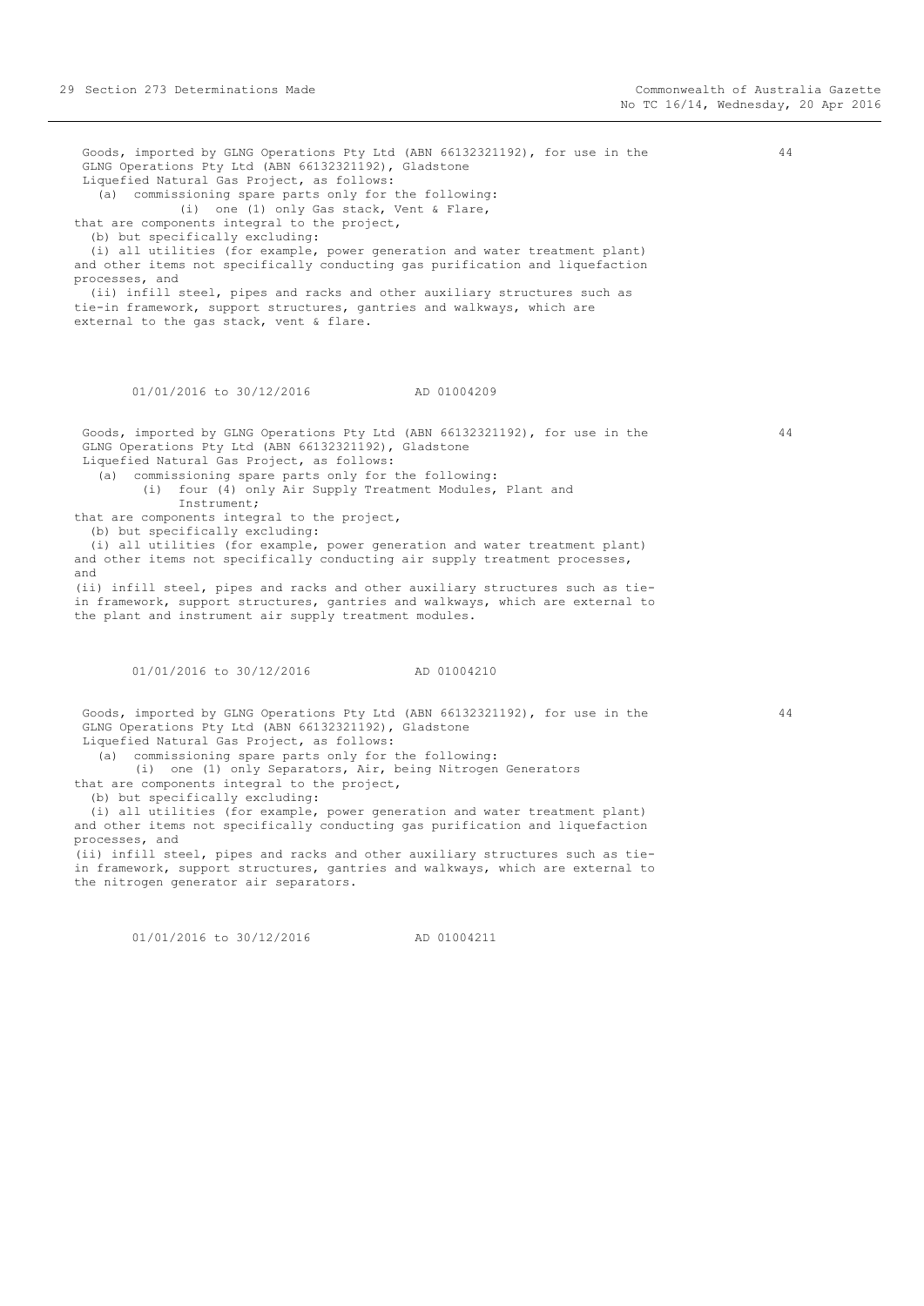Goods, imported by GLNG Operations Pty Ltd (ABN 66132321192), for use in the GLNG Operations Pty Ltd (ABN 66132321192), Gladstone Liquefied Natural Gas Project, as follows:

(a) commissioning spare parts only for the following:

(i) one (1) only Gas stack, Vent & Flare,

that are components integral to the project,

(b) but specifically excluding:

(i) all utilities (for example, power generation and water treatment plant) and other items not specifically conducting gas purification and liquefaction processes, and

(ii) infill steel, pipes and racks and other auxiliary structures such as tie-in framework, support structures, gantries and walkways, which are external to the gas stack, vent & flare.

44

01/01/2016 to 30/12/2016 AD 01004209

Goods, imported by GLNG Operations Pty Ltd (ABN 66132321192), for use in the GLNG Operations Pty Ltd (ABN 66132321192), Gladstone Liquefied Natural Gas Project, as follows:

(a) commissioning spare parts only for the following:

(i) four (4) only Air Supply Treatment Modules, Plant and Instrument;

that are components integral to the project,

(b) but specifically excluding:

(i) all utilities (for example, power generation and water treatment plant) and other items not specifically conducting air supply treatment processes, and

(ii) infill steel, pipes and racks and other auxiliary structures such as tie-in framework, support structures, gantries and walkways, which are external to the plant and instrument air supply treatment modules.

44

01/01/2016 to 30/12/2016 AD 01004210

Goods, imported by GLNG Operations Pty Ltd (ABN 66132321192), for use in the GLNG Operations Pty Ltd (ABN 66132321192), Gladstone Liquefied Natural Gas Project, as follows:

(a) commissioning spare parts only for the following:

(i) one (1) only Separators, Air, being Nitrogen Generators

that are components integral to the project,

(b) but specifically excluding:

(i) all utilities (for example, power generation and water treatment plant) and other items not specifically conducting gas purification and liquefaction processes, and

(ii) infill steel, pipes and racks and other auxiliary structures such as tie-in framework, support structures, gantries and walkways, which are external to the nitrogen generator air separators.

44

01/01/2016 to 30/12/2016 AD 01004211